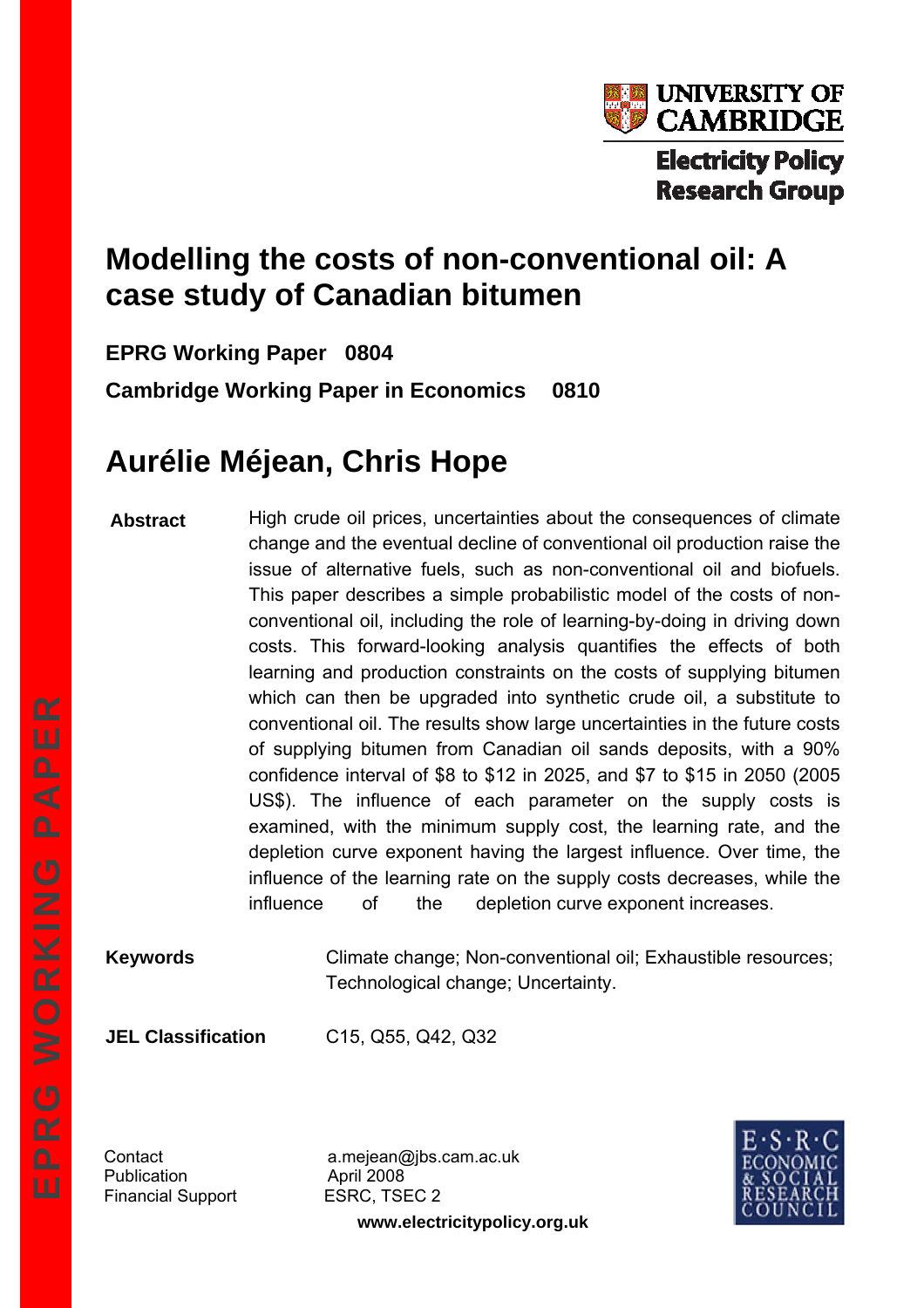UNIVERSITY OF CAMBRIDGE

Electricity Policy Research Group

# Modelling the costs of non-conventional oil: A case study of Canadian bitumen

**EPRG Working Paper 0804**

**Cambridge Working Paper in Economics 0810**

## Aurélie Méjean, Chris Hope

**Abstract** High crude oil prices, uncertainties about the consequences of climate change and the eventual decline of conventional oil production raise the issue of alternative fuels, such as non-conventional oil and biofuels. This paper describes a simple probabilistic model of the costs of non-conventional oil, including the role of learning-by-doing in driving down costs. This forward-looking analysis quantifies the effects of both learning and production constraints on the costs of supplying bitumen which can then be upgraded into synthetic crude oil, a substitute to conventional oil. The results show large uncertainties in the future costs of supplying bitumen from Canadian oil sands deposits, with a 90% confidence interval of $8 to $12 in 2025, and $7 to $15 in 2050 (2005 US$). The influence of each parameter on the supply costs is examined, with the minimum supply cost, the learning rate, and the depletion curve exponent having the largest influence. Over time, the influence of the learning rate on the supply costs decreases, while the influence of the depletion curve exponent increases.

**Keywords** Climate change; Non-conventional oil; Exhaustible resources; Technological change; Uncertainty.

**JEL Classification** C15, Q55, Q42, Q32

Contact a.mejean@jbs.cam.ac.uk
Publication April 2008
Financial Support ESRC, TSEC 2

**www.electricitypolicy.org.uk**

E·S·R·C ECONOMIC & SOCIAL RESEARCH COUNCIL

EPRG WORKING PAPER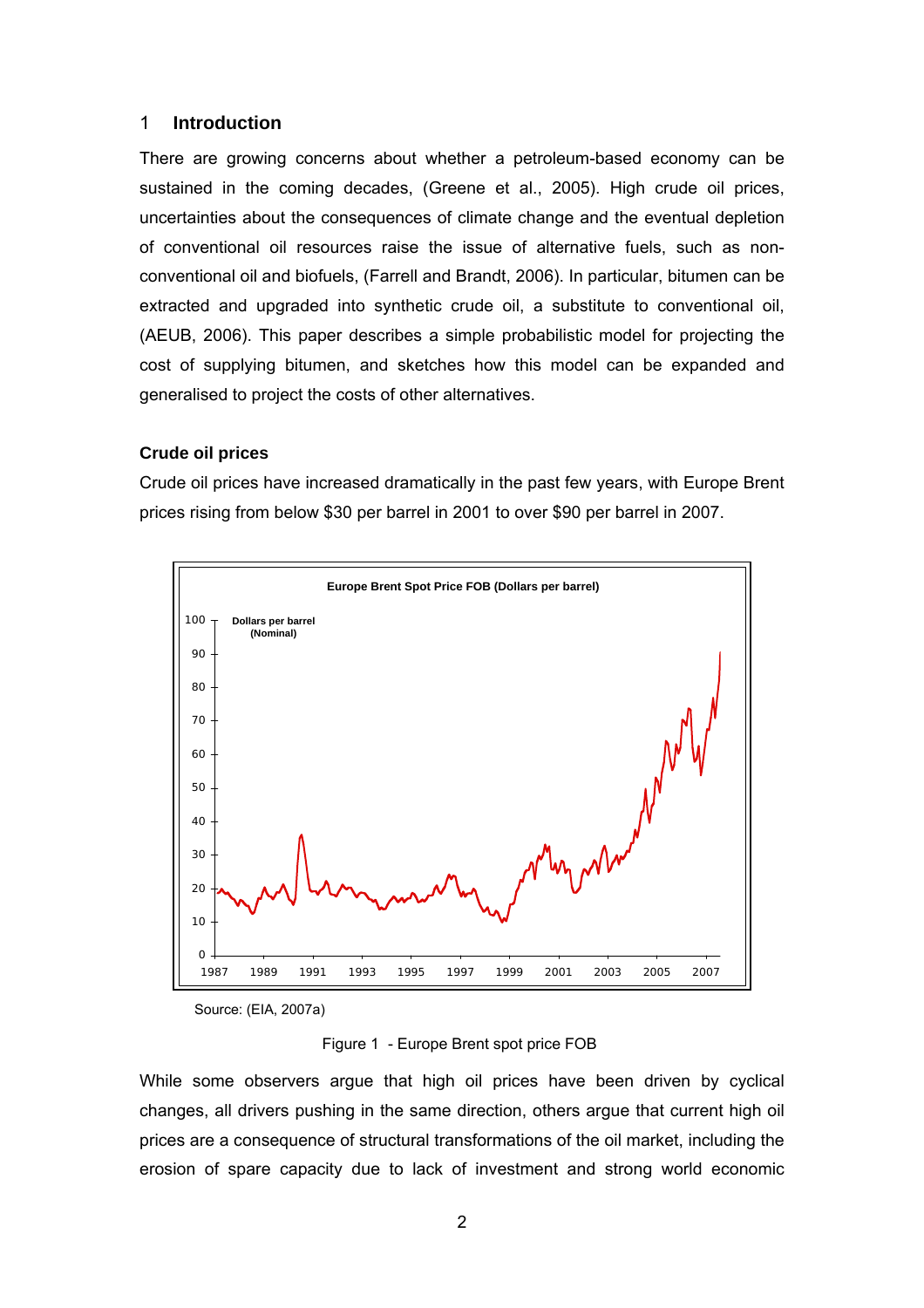## 1 Introduction

There are growing concerns about whether a petroleum-based economy can be sustained in the coming decades, (Greene et al., 2005). High crude oil prices, uncertainties about the consequences of climate change and the eventual depletion of conventional oil resources raise the issue of alternative fuels, such as non-conventional oil and biofuels, (Farrell and Brandt, 2006). In particular, bitumen can be extracted and upgraded into synthetic crude oil, a substitute to conventional oil, (AEUB, 2006). This paper describes a simple probabilistic model for projecting the cost of supplying bitumen, and sketches how this model can be expanded and generalised to project the costs of other alternatives.

### Crude oil prices

Crude oil prices have increased dramatically in the past few years, with Europe Brent prices rising from below $30 per barrel in 2001 to over $90 per barrel in 2007.

Source: (EIA, 2007a)

Figure 1 - Europe Brent spot price FOB

While some observers argue that high oil prices have been driven by cyclical changes, all drivers pushing in the same direction, others argue that current high oil prices are a consequence of structural transformations of the oil market, including the erosion of spare capacity due to lack of investment and strong world economic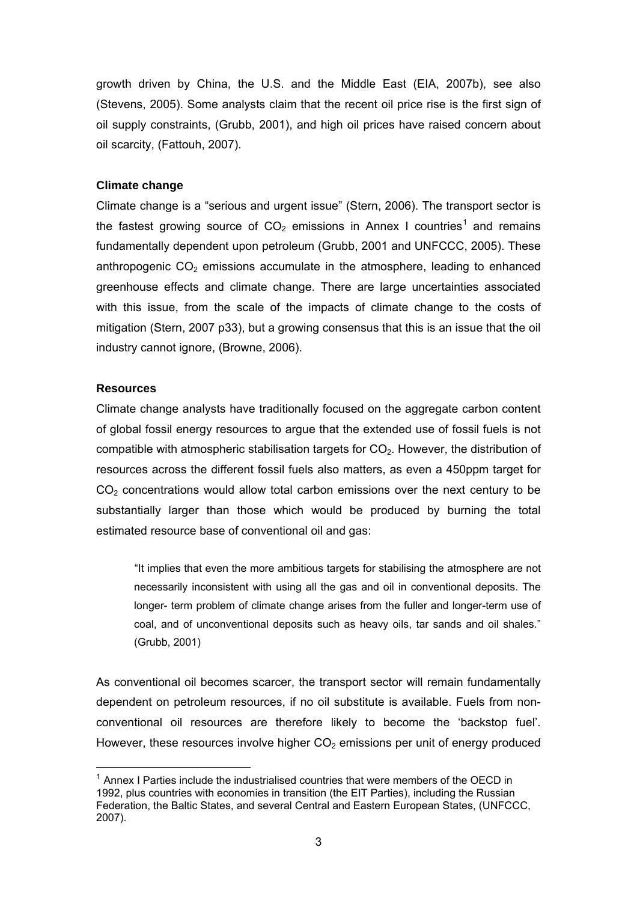growth driven by China, the U.S. and the Middle East (EIA, 2007b), see also (Stevens, 2005). Some analysts claim that the recent oil price rise is the first sign of oil supply constraints, (Grubb, 2001), and high oil prices have raised concern about oil scarcity, (Fattouh, 2007).

**Climate change**

Climate change is a "serious and urgent issue" (Stern, 2006). The transport sector is the fastest growing source of $CO_2$ emissions in Annex I countries[1] and remains fundamentally dependent upon petroleum (Grubb, 2001 and UNFCCC, 2005). These anthropogenic $CO_2$ emissions accumulate in the atmosphere, leading to enhanced greenhouse effects and climate change. There are large uncertainties associated with this issue, from the scale of the impacts of climate change to the costs of mitigation (Stern, 2007 p33), but a growing consensus that this is an issue that the oil industry cannot ignore, (Browne, 2006).

**Resources**

Climate change analysts have traditionally focused on the aggregate carbon content of global fossil energy resources to argue that the extended use of fossil fuels is not compatible with atmospheric stabilisation targets for $CO_2$. However, the distribution of resources across the different fossil fuels also matters, as even a 450ppm target for $CO_2$ concentrations would allow total carbon emissions over the next century to be substantially larger than those which would be produced by burning the total estimated resource base of conventional oil and gas:

> "It implies that even the more ambitious targets for stabilising the atmosphere are not necessarily inconsistent with using all the gas and oil in conventional deposits. The longer- term problem of climate change arises from the fuller and longer-term use of coal, and of unconventional deposits such as heavy oils, tar sands and oil shales." (Grubb, 2001)

As conventional oil becomes scarcer, the transport sector will remain fundamentally dependent on petroleum resources, if no oil substitute is available. Fuels from non-conventional oil resources are therefore likely to become the 'backstop fuel'. However, these resources involve higher $CO_2$ emissions per unit of energy produced

[1] Annex I Parties include the industrialised countries that were members of the OECD in 1992, plus countries with economies in transition (the EIT Parties), including the Russian Federation, the Baltic States, and several Central and Eastern European States, (UNFCCC, 2007).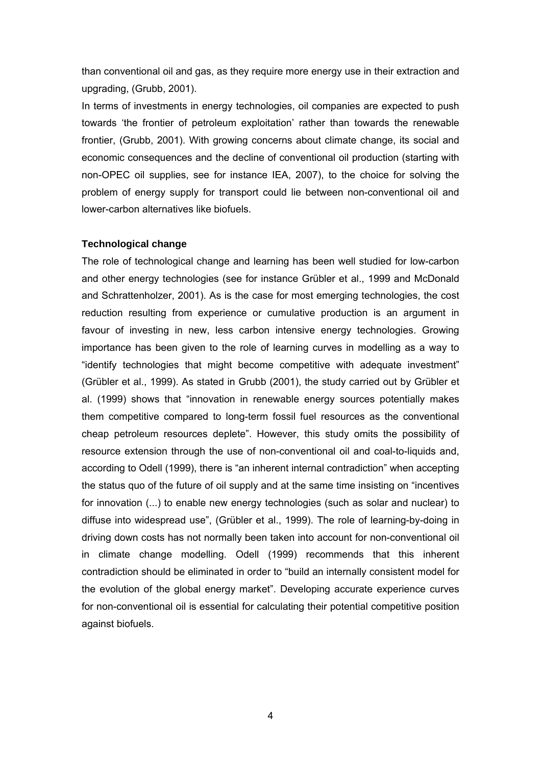than conventional oil and gas, as they require more energy use in their extraction and upgrading, (Grubb, 2001).

In terms of investments in energy technologies, oil companies are expected to push towards 'the frontier of petroleum exploitation' rather than towards the renewable frontier, (Grubb, 2001). With growing concerns about climate change, its social and economic consequences and the decline of conventional oil production (starting with non-OPEC oil supplies, see for instance IEA, 2007), to the choice for solving the problem of energy supply for transport could lie between non-conventional oil and lower-carbon alternatives like biofuels.

**Technological change**

The role of technological change and learning has been well studied for low-carbon and other energy technologies (see for instance Grübler et al., 1999 and McDonald and Schrattenholzer, 2001). As is the case for most emerging technologies, the cost reduction resulting from experience or cumulative production is an argument in favour of investing in new, less carbon intensive energy technologies. Growing importance has been given to the role of learning curves in modelling as a way to "identify technologies that might become competitive with adequate investment" (Grübler et al., 1999). As stated in Grubb (2001), the study carried out by Grübler et al. (1999) shows that "innovation in renewable energy sources potentially makes them competitive compared to long-term fossil fuel resources as the conventional cheap petroleum resources deplete". However, this study omits the possibility of resource extension through the use of non-conventional oil and coal-to-liquids and, according to Odell (1999), there is "an inherent internal contradiction" when accepting the status quo of the future of oil supply and at the same time insisting on "incentives for innovation (...) to enable new energy technologies (such as solar and nuclear) to diffuse into widespread use", (Grübler et al., 1999). The role of learning-by-doing in driving down costs has not normally been taken into account for non-conventional oil in climate change modelling. Odell (1999) recommends that this inherent contradiction should be eliminated in order to "build an internally consistent model for the evolution of the global energy market". Developing accurate experience curves for non-conventional oil is essential for calculating their potential competitive position against biofuels.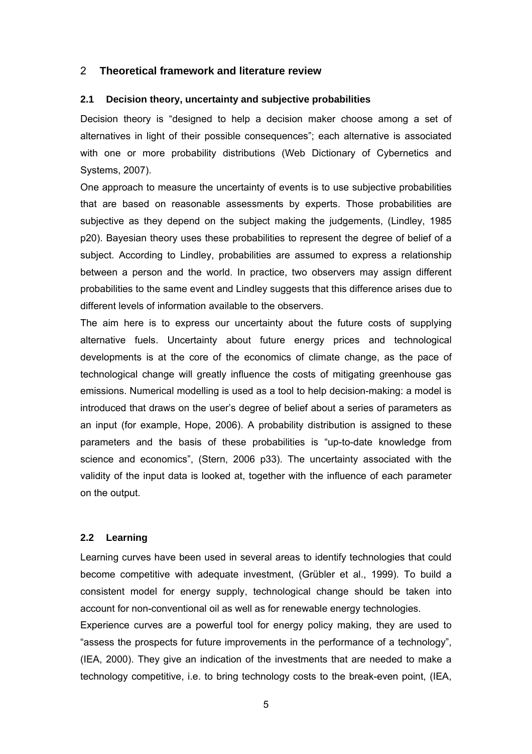# 2 Theoretical framework and literature review

## 2.1 Decision theory, uncertainty and subjective probabilities

Decision theory is “designed to help a decision maker choose among a set of alternatives in light of their possible consequences”; each alternative is associated with one or more probability distributions (Web Dictionary of Cybernetics and Systems, 2007).

One approach to measure the uncertainty of events is to use subjective probabilities that are based on reasonable assessments by experts. Those probabilities are subjective as they depend on the subject making the judgements, (Lindley, 1985 p20). Bayesian theory uses these probabilities to represent the degree of belief of a subject. According to Lindley, probabilities are assumed to express a relationship between a person and the world. In practice, two observers may assign different probabilities to the same event and Lindley suggests that this difference arises due to different levels of information available to the observers.

The aim here is to express our uncertainty about the future costs of supplying alternative fuels. Uncertainty about future energy prices and technological developments is at the core of the economics of climate change, as the pace of technological change will greatly influence the costs of mitigating greenhouse gas emissions. Numerical modelling is used as a tool to help decision-making: a model is introduced that draws on the user’s degree of belief about a series of parameters as an input (for example, Hope, 2006). A probability distribution is assigned to these parameters and the basis of these probabilities is “up-to-date knowledge from science and economics”, (Stern, 2006 p33). The uncertainty associated with the validity of the input data is looked at, together with the influence of each parameter on the output.

## 2.2 Learning

Learning curves have been used in several areas to identify technologies that could become competitive with adequate investment, (Grübler et al., 1999). To build a consistent model for energy supply, technological change should be taken into account for non-conventional oil as well as for renewable energy technologies.

Experience curves are a powerful tool for energy policy making, they are used to “assess the prospects for future improvements in the performance of a technology”, (IEA, 2000). They give an indication of the investments that are needed to make a technology competitive, i.e. to bring technology costs to the break-even point, (IEA,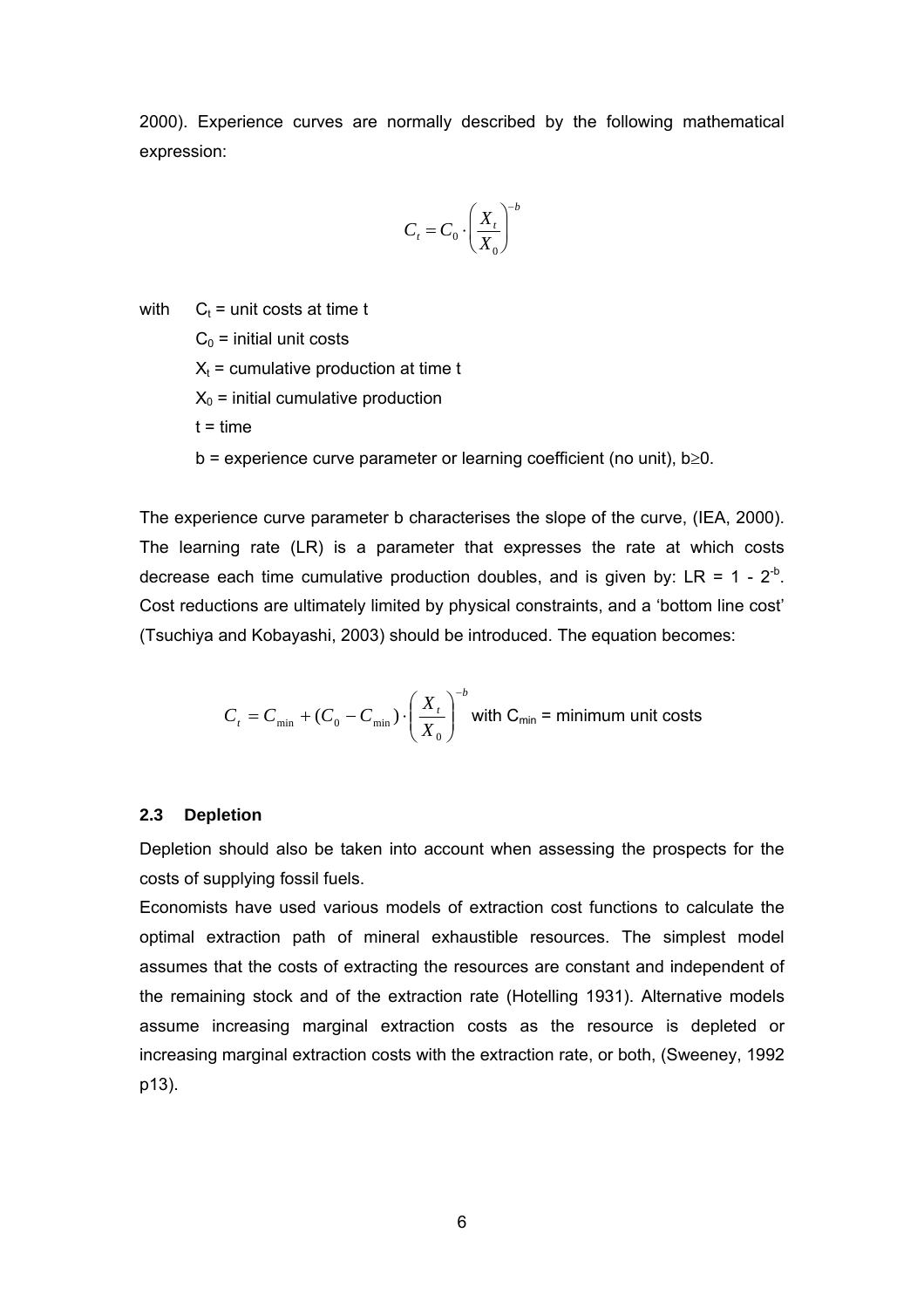2000). Experience curves are normally described by the following mathematical expression:

$$C_t = C_0 \cdot \left( \frac{X_t}{X_0} \right)^{-b}$$

with $C_t$ = unit costs at time t

$C_0$ = initial unit costs

$X_t$ = cumulative production at time t

$X_0$ = initial cumulative production

t = time

b = experience curve parameter or learning coefficient (no unit), $b \geq 0$.

The experience curve parameter b characterises the slope of the curve, (IEA, 2000). The learning rate (LR) is a parameter that expresses the rate at which costs decrease each time cumulative production doubles, and is given by: $LR = 1 - 2^{-b}$. Cost reductions are ultimately limited by physical constraints, and a 'bottom line cost' (Tsuchiya and Kobayashi, 2003) should be introduced. The equation becomes:

$$C_t = C_{\min} + (C_0 - C_{\min}) \cdot \left( \frac{X_t}{X_0} \right)^{-b}$$ with $C_{min}$ = minimum unit costs

### 2.3 Depletion

Depletion should also be taken into account when assessing the prospects for the costs of supplying fossil fuels.

Economists have used various models of extraction cost functions to calculate the optimal extraction path of mineral exhaustible resources. The simplest model assumes that the costs of extracting the resources are constant and independent of the remaining stock and of the extraction rate (Hotelling 1931). Alternative models assume increasing marginal extraction costs as the resource is depleted or increasing marginal extraction costs with the extraction rate, or both, (Sweeney, 1992 p13).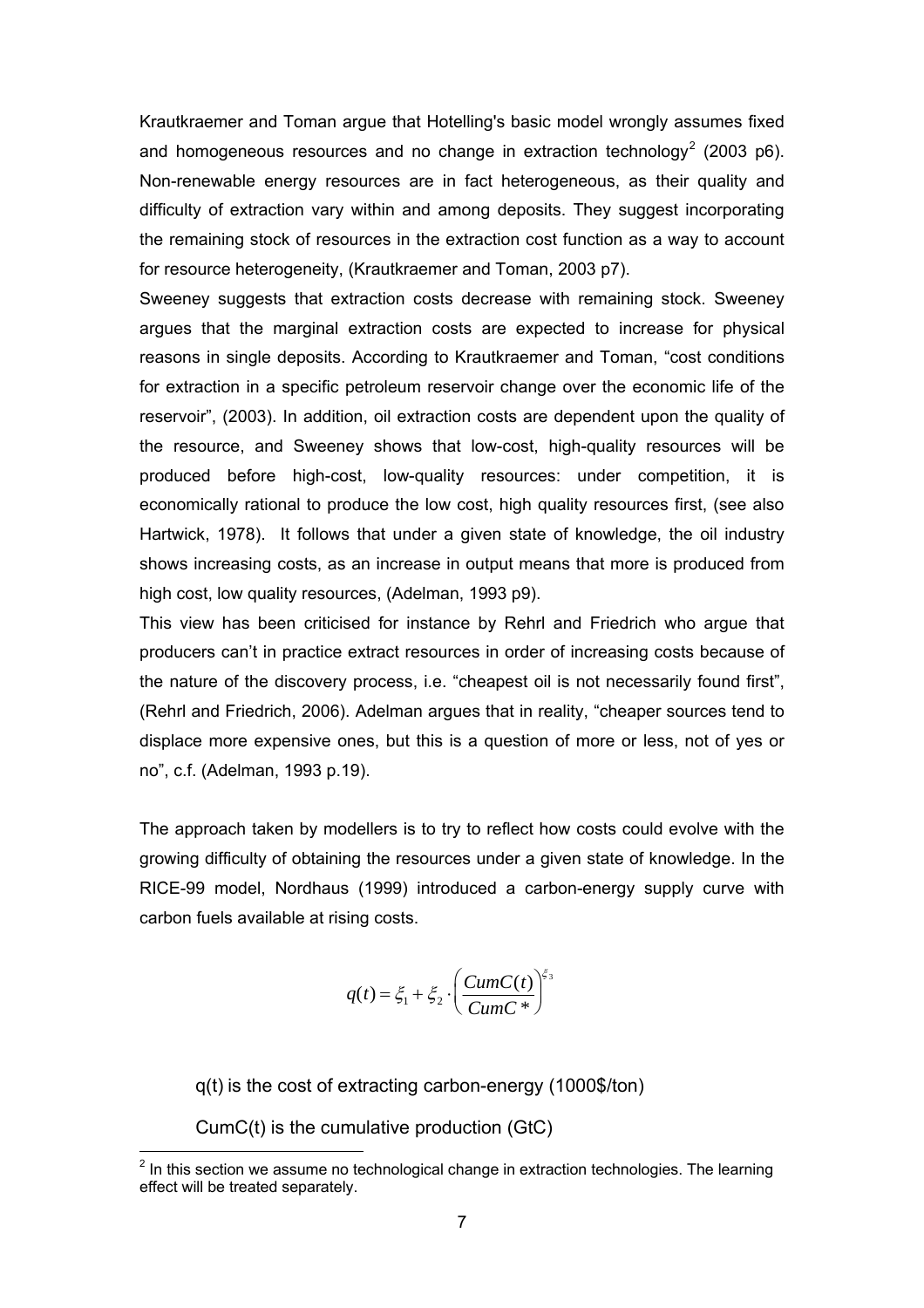Krautkraemer and Toman argue that Hotelling's basic model wrongly assumes fixed and homogeneous resources and no change in extraction technology[2] (2003 p6). Non-renewable energy resources are in fact heterogeneous, as their quality and difficulty of extraction vary within and among deposits. They suggest incorporating the remaining stock of resources in the extraction cost function as a way to account for resource heterogeneity, (Krautkraemer and Toman, 2003 p7).

Sweeney suggests that extraction costs decrease with remaining stock. Sweeney argues that the marginal extraction costs are expected to increase for physical reasons in single deposits. According to Krautkraemer and Toman, "cost conditions for extraction in a specific petroleum reservoir change over the economic life of the reservoir", (2003). In addition, oil extraction costs are dependent upon the quality of the resource, and Sweeney shows that low-cost, high-quality resources will be produced before high-cost, low-quality resources: under competition, it is economically rational to produce the low cost, high quality resources first, (see also Hartwick, 1978). It follows that under a given state of knowledge, the oil industry shows increasing costs, as an increase in output means that more is produced from high cost, low quality resources, (Adelman, 1993 p9).

This view has been criticised for instance by Rehrl and Friedrich who argue that producers can't in practice extract resources in order of increasing costs because of the nature of the discovery process, i.e. "cheapest oil is not necessarily found first", (Rehrl and Friedrich, 2006). Adelman argues that in reality, "cheaper sources tend to displace more expensive ones, but this is a question of more or less, not of yes or no", c.f. (Adelman, 1993 p.19).

The approach taken by modellers is to try to reflect how costs could evolve with the growing difficulty of obtaining the resources under a given state of knowledge. In the RICE-99 model, Nordhaus (1999) introduced a carbon-energy supply curve with carbon fuels available at rising costs.

$$q(t) = \xi_1 + \xi_2 \cdot \left( \frac{CumC(t)}{CumC*} \right)^{\xi_3}$$

$q(t)$ is the cost of extracting carbon-energy (1000$/ton)

$CumC(t)$ is the cumulative production (GtC)

[2] In this section we assume no technological change in extraction technologies. The learning effect will be treated separately.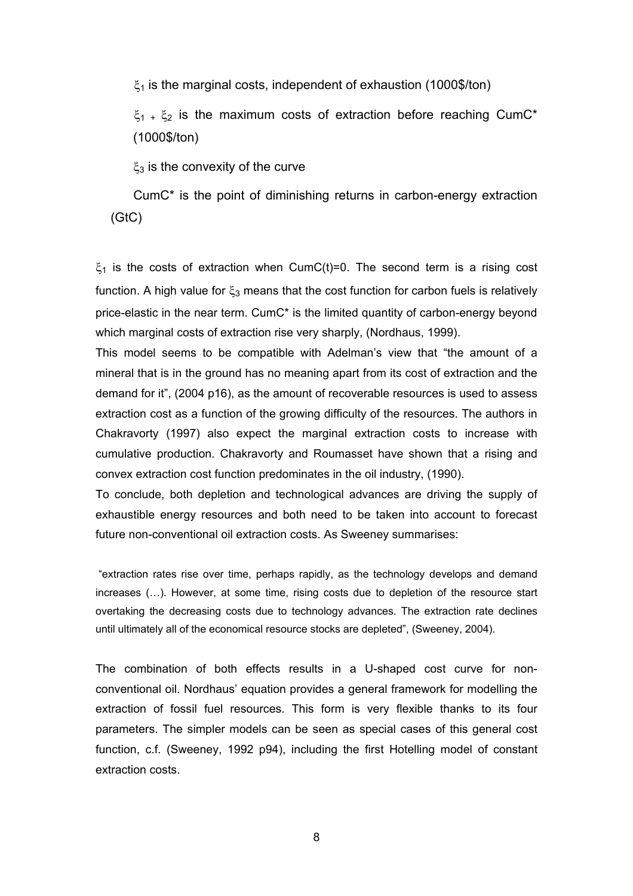$\xi_1$ is the marginal costs, independent of exhaustion (1000$/ton)

$\xi_1 + \xi_2$ is the maximum costs of extraction before reaching CumC* (1000$/ton)

$\xi_3$ is the convexity of the curve

CumC* is the point of diminishing returns in carbon-energy extraction (GtC)

$\xi_1$ is the costs of extraction when CumC(t)=0. The second term is a rising cost function. A high value for $\xi_3$ means that the cost function for carbon fuels is relatively price-elastic in the near term. CumC* is the limited quantity of carbon-energy beyond which marginal costs of extraction rise very sharply, (Nordhaus, 1999).

This model seems to be compatible with Adelman's view that "the amount of a mineral that is in the ground has no meaning apart from its cost of extraction and the demand for it", (2004 p16), as the amount of recoverable resources is used to assess extraction cost as a function of the growing difficulty of the resources. The authors in Chakravorty (1997) also expect the marginal extraction costs to increase with cumulative production. Chakravorty and Roumasset have shown that a rising and convex extraction cost function predominates in the oil industry, (1990).

To conclude, both depletion and technological advances are driving the supply of exhaustible energy resources and both need to be taken into account to forecast future non-conventional oil extraction costs. As Sweeney summarises:

> "extraction rates rise over time, perhaps rapidly, as the technology develops and demand increases (…). However, at some time, rising costs due to depletion of the resource start overtaking the decreasing costs due to technology advances. The extraction rate declines until ultimately all of the economical resource stocks are depleted", (Sweeney, 2004).

The combination of both effects results in a U-shaped cost curve for non-conventional oil. Nordhaus' equation provides a general framework for modelling the extraction of fossil fuel resources. This form is very flexible thanks to its four parameters. The simpler models can be seen as special cases of this general cost function, c.f. (Sweeney, 1992 p94), including the first Hotelling model of constant extraction costs.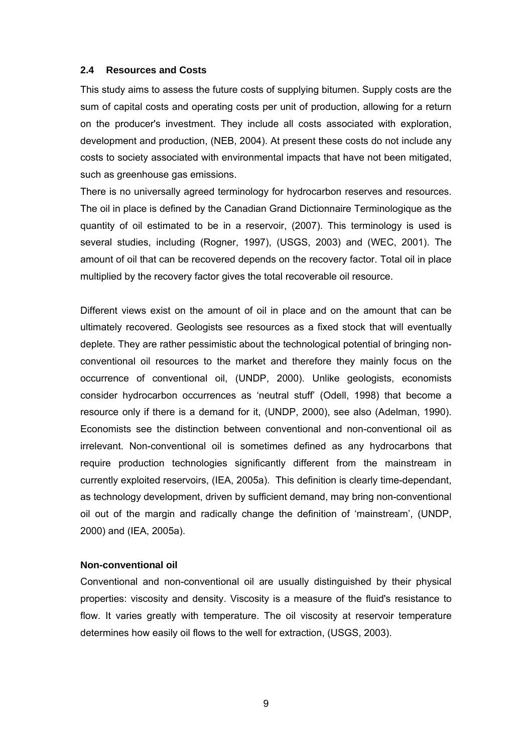### 2.4 Resources and Costs

This study aims to assess the future costs of supplying bitumen. Supply costs are the sum of capital costs and operating costs per unit of production, allowing for a return on the producer's investment. They include all costs associated with exploration, development and production, (NEB, 2004). At present these costs do not include any costs to society associated with environmental impacts that have not been mitigated, such as greenhouse gas emissions.

There is no universally agreed terminology for hydrocarbon reserves and resources. The oil in place is defined by the Canadian Grand Dictionnaire Terminologique as the quantity of oil estimated to be in a reservoir, (2007). This terminology is used is several studies, including (Rogner, 1997), (USGS, 2003) and (WEC, 2001). The amount of oil that can be recovered depends on the recovery factor. Total oil in place multiplied by the recovery factor gives the total recoverable oil resource.

Different views exist on the amount of oil in place and on the amount that can be ultimately recovered. Geologists see resources as a fixed stock that will eventually deplete. They are rather pessimistic about the technological potential of bringing non-conventional oil resources to the market and therefore they mainly focus on the occurrence of conventional oil, (UNDP, 2000). Unlike geologists, economists consider hydrocarbon occurrences as 'neutral stuff' (Odell, 1998) that become a resource only if there is a demand for it, (UNDP, 2000), see also (Adelman, 1990). Economists see the distinction between conventional and non-conventional oil as irrelevant. Non-conventional oil is sometimes defined as any hydrocarbons that require production technologies significantly different from the mainstream in currently exploited reservoirs, (IEA, 2005a). This definition is clearly time-dependant, as technology development, driven by sufficient demand, may bring non-conventional oil out of the margin and radically change the definition of 'mainstream', (UNDP, 2000) and (IEA, 2005a).

#### Non-conventional oil

Conventional and non-conventional oil are usually distinguished by their physical properties: viscosity and density. Viscosity is a measure of the fluid's resistance to flow. It varies greatly with temperature. The oil viscosity at reservoir temperature determines how easily oil flows to the well for extraction, (USGS, 2003).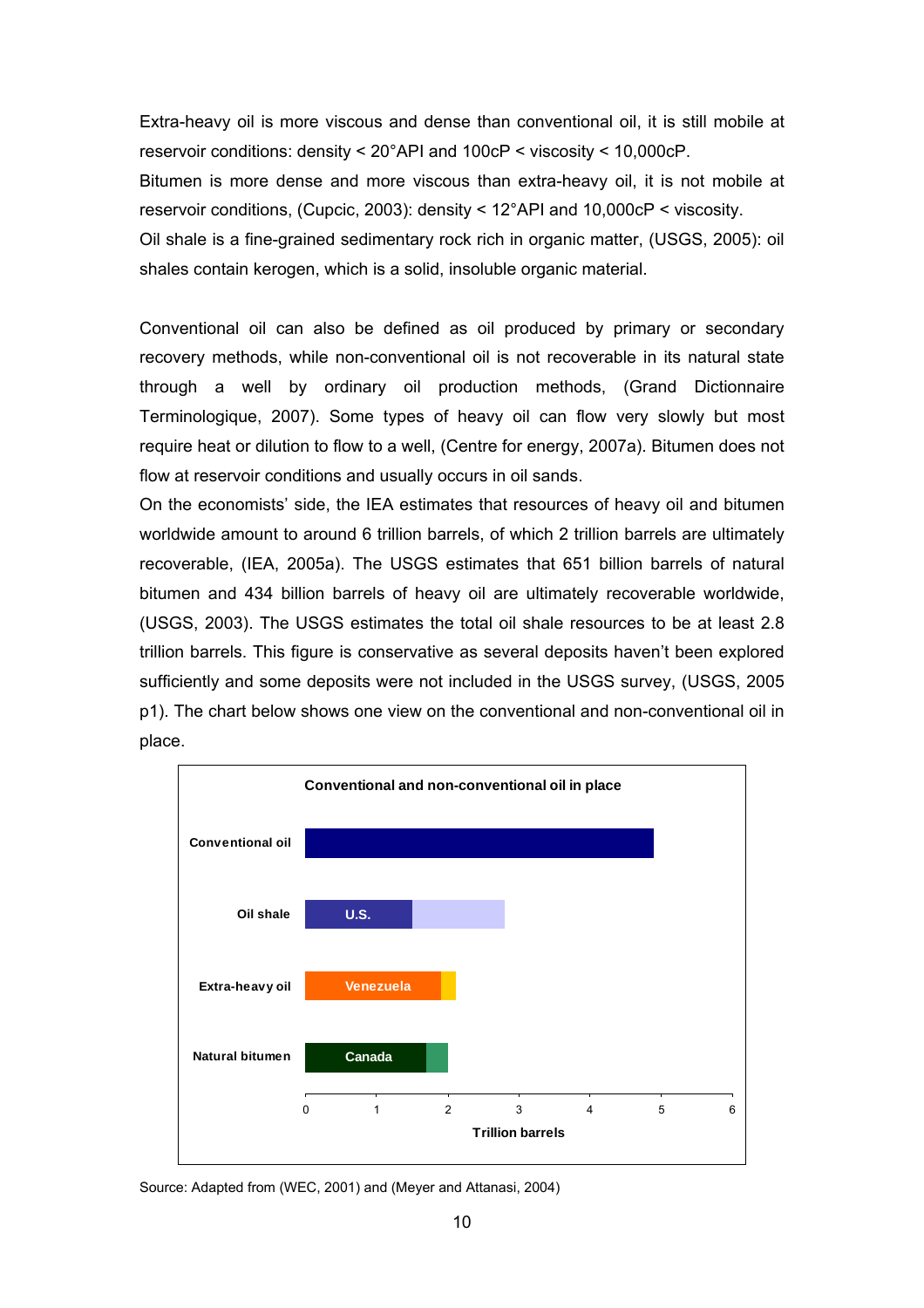Extra-heavy oil is more viscous and dense than conventional oil, it is still mobile at reservoir conditions: density < 20°API and 100cP < viscosity < 10,000cP.
Bitumen is more dense and more viscous than extra-heavy oil, it is not mobile at reservoir conditions, (Cupcic, 2003): density < 12°API and 10,000cP < viscosity.
Oil shale is a fine-grained sedimentary rock rich in organic matter, (USGS, 2005): oil shales contain kerogen, which is a solid, insoluble organic material.

Conventional oil can also be defined as oil produced by primary or secondary recovery methods, while non-conventional oil is not recoverable in its natural state through a well by ordinary oil production methods, (Grand Dictionnaire Terminologique, 2007). Some types of heavy oil can flow very slowly but most require heat or dilution to flow to a well, (Centre for energy, 2007a). Bitumen does not flow at reservoir conditions and usually occurs in oil sands.
On the economists' side, the IEA estimates that resources of heavy oil and bitumen worldwide amount to around 6 trillion barrels, of which 2 trillion barrels are ultimately recoverable, (IEA, 2005a). The USGS estimates that 651 billion barrels of natural bitumen and 434 billion barrels of heavy oil are ultimately recoverable worldwide, (USGS, 2003). The USGS estimates the total oil shale resources to be at least 2.8 trillion barrels. This figure is conservative as several deposits haven't been explored sufficiently and some deposits were not included in the USGS survey, (USGS, 2005 p1). The chart below shows one view on the conventional and non-conventional oil in place.

**Conventional and non-conventional oil in place**

Conventional oil

Oil shale — U.S.

Extra-heavy oil — Venezuela

Natural bitumen — Canada

0 1 2 3 4 5 6

Trillion barrels

Source: Adapted from (WEC, 2001) and (Meyer and Attanasi, 2004)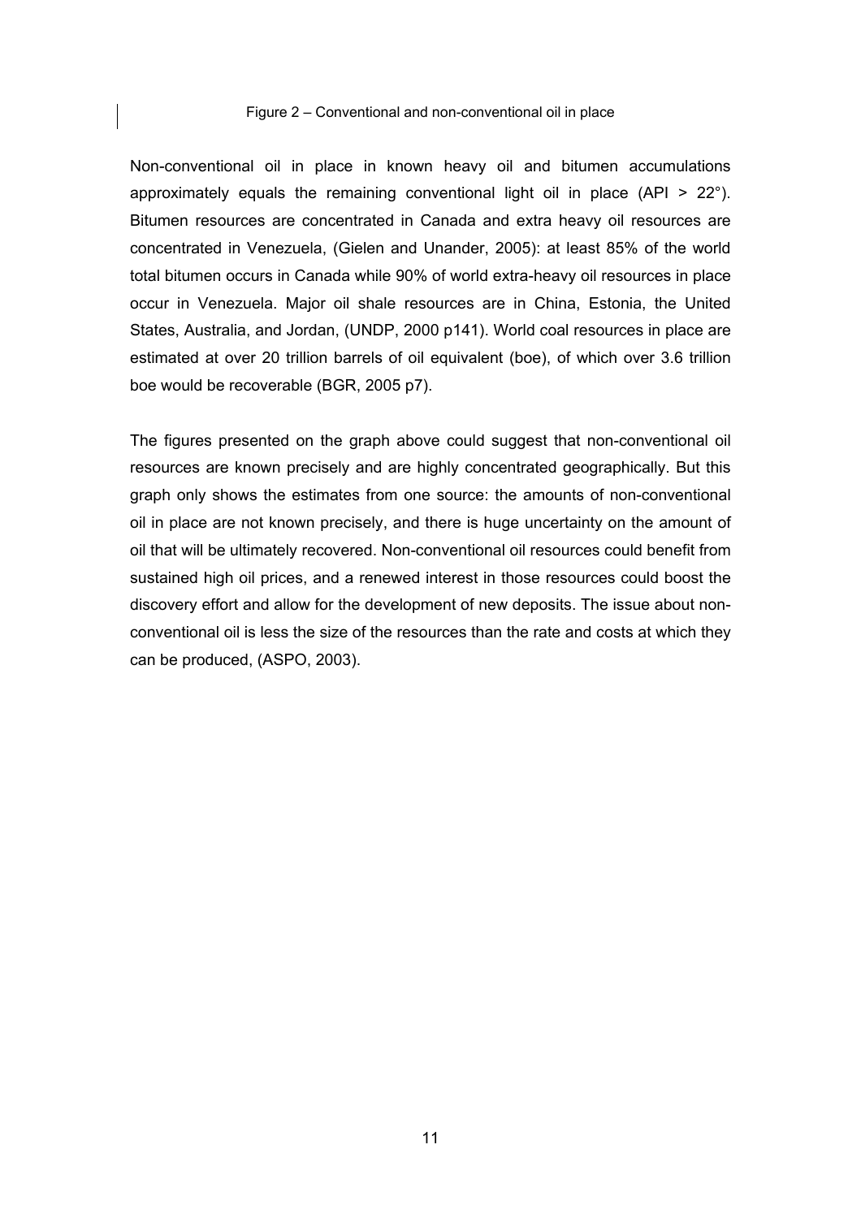Figure 2 – Conventional and non-conventional oil in place

Non-conventional oil in place in known heavy oil and bitumen accumulations approximately equals the remaining conventional light oil in place (API > 22°). Bitumen resources are concentrated in Canada and extra heavy oil resources are concentrated in Venezuela, (Gielen and Unander, 2005): at least 85% of the world total bitumen occurs in Canada while 90% of world extra-heavy oil resources in place occur in Venezuela. Major oil shale resources are in China, Estonia, the United States, Australia, and Jordan, (UNDP, 2000 p141). World coal resources in place are estimated at over 20 trillion barrels of oil equivalent (boe), of which over 3.6 trillion boe would be recoverable (BGR, 2005 p7).

The figures presented on the graph above could suggest that non-conventional oil resources are known precisely and are highly concentrated geographically. But this graph only shows the estimates from one source: the amounts of non-conventional oil in place are not known precisely, and there is huge uncertainty on the amount of oil that will be ultimately recovered. Non-conventional oil resources could benefit from sustained high oil prices, and a renewed interest in those resources could boost the discovery effort and allow for the development of new deposits. The issue about non-conventional oil is less the size of the resources than the rate and costs at which they can be produced, (ASPO, 2003).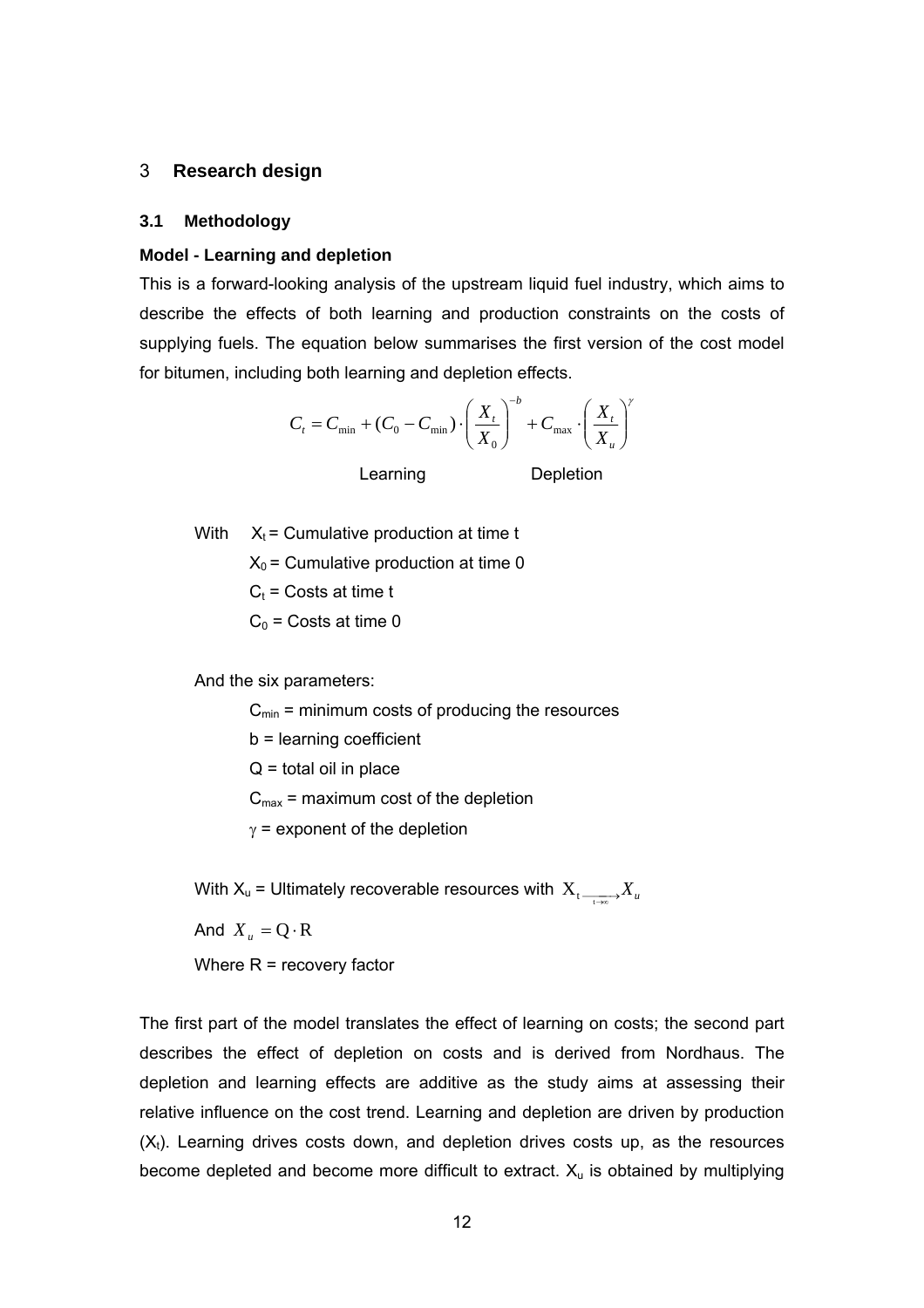## 3 Research design

### 3.1 Methodology

**Model - Learning and depletion**

This is a forward-looking analysis of the upstream liquid fuel industry, which aims to describe the effects of both learning and production constraints on the costs of supplying fuels. The equation below summarises the first version of the cost model for bitumen, including both learning and depletion effects.

$$C_t = C_{min} + (C_0 - C_{min}) \cdot \left( \frac{X_t}{X_0} \right)^{-b} + C_{max} \cdot \left( \frac{X_t}{X_u} \right)^{\gamma}$$

Learning Depletion

With $X_t$ = Cumulative production at time t

$X_0$ = Cumulative production at time 0

$C_t$ = Costs at time t

$C_0$ = Costs at time 0

And the six parameters:

$C_{min}$ = minimum costs of producing the resources

b = learning coefficient

Q = total oil in place

$C_{max}$ = maximum cost of the depletion

$\gamma$ = exponent of the depletion

With $X_u$ = Ultimately recoverable resources with $X_t \xrightarrow[t \to \infty]{} X_u$

And $X_u = Q \cdot R$

Where R = recovery factor

The first part of the model translates the effect of learning on costs; the second part describes the effect of depletion on costs and is derived from Nordhaus. The depletion and learning effects are additive as the study aims at assessing their relative influence on the cost trend. Learning and depletion are driven by production ($X_t$). Learning drives costs down, and depletion drives costs up, as the resources become depleted and become more difficult to extract. $X_u$ is obtained by multiplying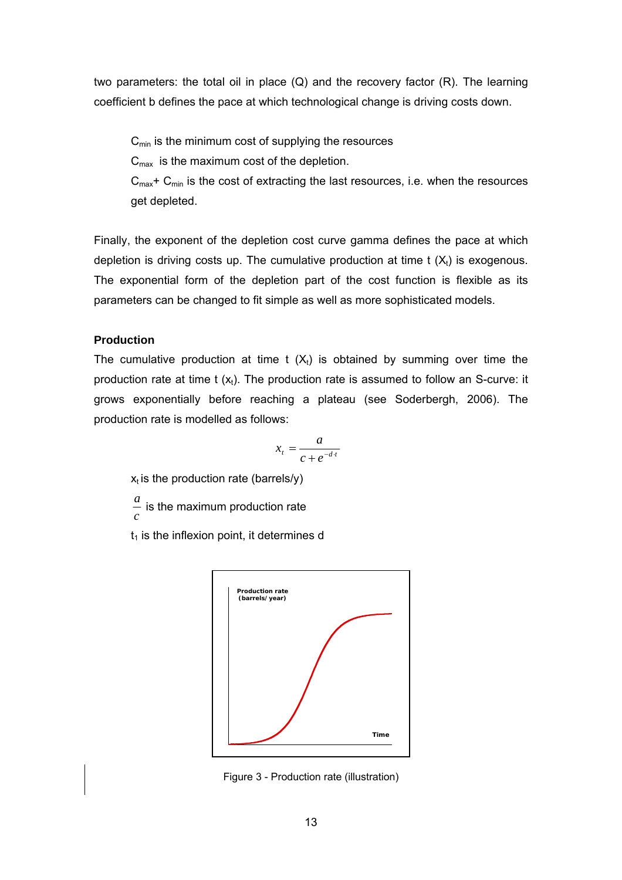two parameters: the total oil in place (Q) and the recovery factor (R). The learning coefficient b defines the pace at which technological change is driving costs down.

> $C_{min}$ is the minimum cost of supplying the resources
>
> $C_{max}$ is the maximum cost of the depletion.
>
> $C_{max}$+ $C_{min}$ is the cost of extracting the last resources, i.e. when the resources get depleted.

Finally, the exponent of the depletion cost curve gamma defines the pace at which depletion is driving costs up. The cumulative production at time t ($X_t$) is exogenous. The exponential form of the depletion part of the cost function is flexible as its parameters can be changed to fit simple as well as more sophisticated models.

**Production**

The cumulative production at time t ($X_t$) is obtained by summing over time the production rate at time t ($x_t$). The production rate is assumed to follow an S-curve: it grows exponentially before reaching a plateau (see Soderbergh, 2006). The production rate is modelled as follows:

$$x_t = \frac{a}{c + e^{-d \cdot t}}$$

> $x_t$ is the production rate (barrels/y)
>
> $\frac{a}{c}$ is the maximum production rate
>
> $t_1$ is the inflexion point, it determines d

Figure 3 - Production rate (illustration)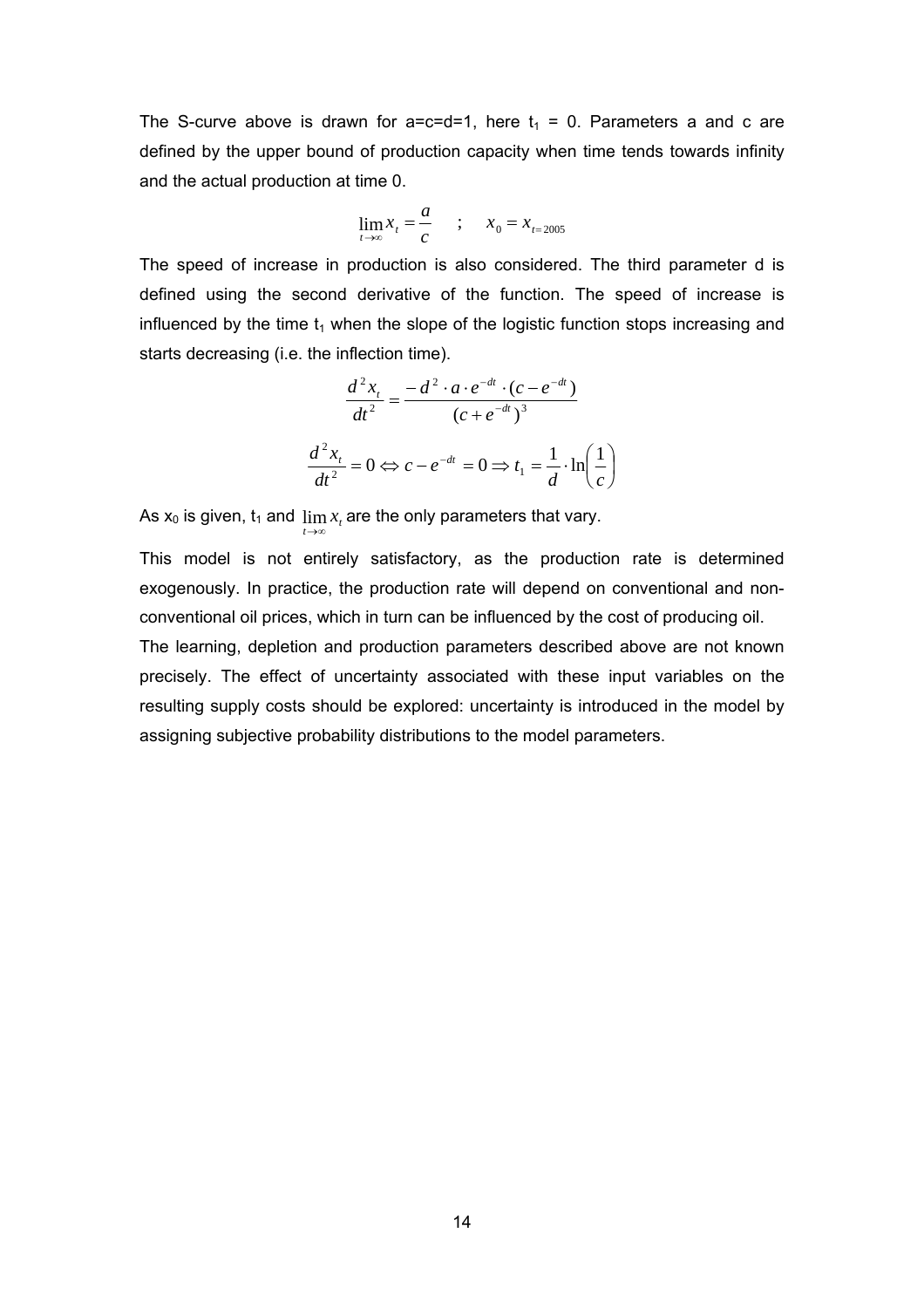The S-curve above is drawn for a=c=d=1, here $t_1 = 0$. Parameters a and c are defined by the upper bound of production capacity when time tends towards infinity and the actual production at time 0.

$$\lim_{t \to \infty} x_t = \frac{a}{c} \quad ; \quad x_0 = x_{t=2005}$$

The speed of increase in production is also considered. The third parameter d is defined using the second derivative of the function. The speed of increase is influenced by the time $t_1$ when the slope of the logistic function stops increasing and starts decreasing (i.e. the inflection time).

$$\frac{d^2 x_t}{dt^2} = \frac{-d^2 \cdot a \cdot e^{-dt} \cdot (c - e^{-dt})}{(c + e^{-dt})^3}$$

$$\frac{d^2 x_t}{dt^2} = 0 \Leftrightarrow c - e^{-dt} = 0 \Rightarrow t_1 = \frac{1}{d} \cdot \ln\left(\frac{1}{c}\right)$$

As $x_0$ is given, $t_1$ and $\lim_{t \to \infty} x_t$ are the only parameters that vary.

This model is not entirely satisfactory, as the production rate is determined exogenously. In practice, the production rate will depend on conventional and non-conventional oil prices, which in turn can be influenced by the cost of producing oil.

The learning, depletion and production parameters described above are not known precisely. The effect of uncertainty associated with these input variables on the resulting supply costs should be explored: uncertainty is introduced in the model by assigning subjective probability distributions to the model parameters.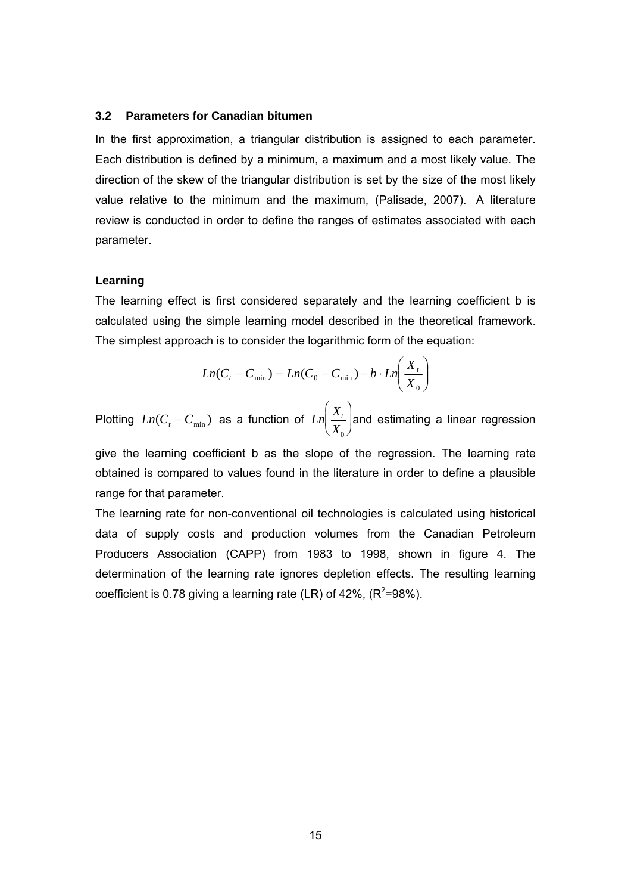### 3.2 Parameters for Canadian bitumen

In the first approximation, a triangular distribution is assigned to each parameter. Each distribution is defined by a minimum, a maximum and a most likely value. The direction of the skew of the triangular distribution is set by the size of the most likely value relative to the minimum and the maximum, (Palisade, 2007). A literature review is conducted in order to define the ranges of estimates associated with each parameter.

**Learning**

The learning effect is first considered separately and the learning coefficient b is calculated using the simple learning model described in the theoretical framework. The simplest approach is to consider the logarithmic form of the equation:

$$Ln(C_t - C_{\min}) = Ln(C_0 - C_{\min}) - b \cdot Ln\left(\frac{X_t}{X_0}\right)$$

Plotting $Ln(C_t - C_{\min})$ as a function of $Ln\left(\frac{X_t}{X_0}\right)$ and estimating a linear regression give the learning coefficient b as the slope of the regression. The learning rate obtained is compared to values found in the literature in order to define a plausible range for that parameter.

The learning rate for non-conventional oil technologies is calculated using historical data of supply costs and production volumes from the Canadian Petroleum Producers Association (CAPP) from 1983 to 1998, shown in figure 4. The determination of the learning rate ignores depletion effects. The resulting learning coefficient is 0.78 giving a learning rate (LR) of 42%, ($R^2$=98%).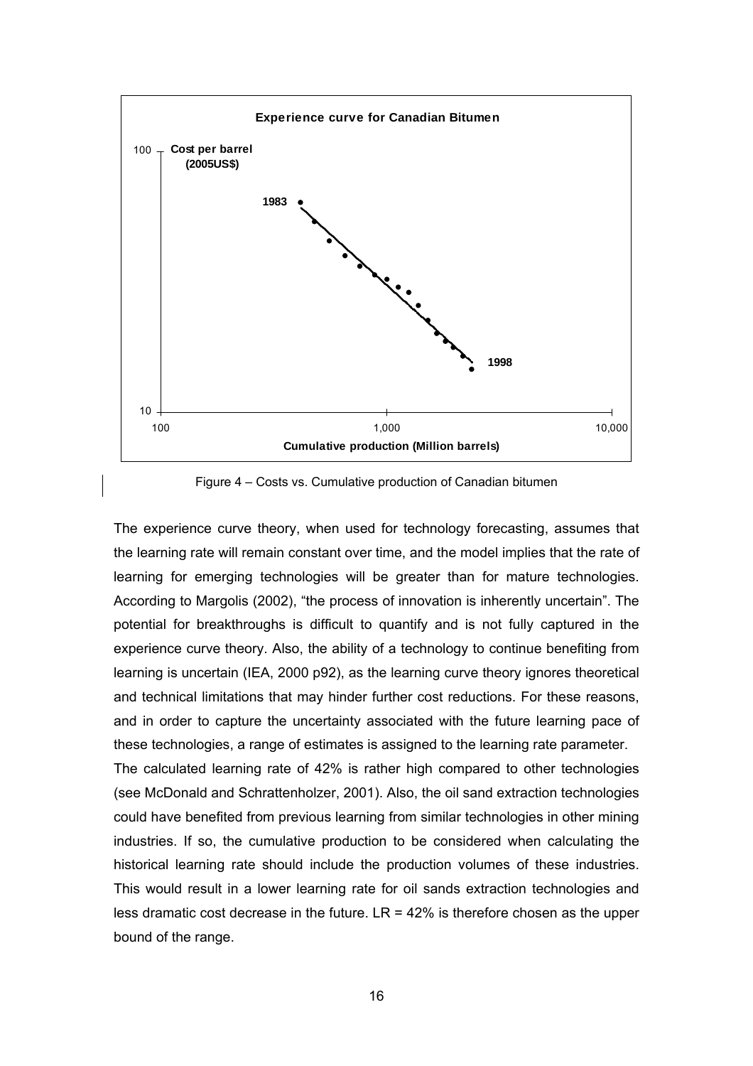Figure 4 – Costs vs. Cumulative production of Canadian bitumen

The experience curve theory, when used for technology forecasting, assumes that the learning rate will remain constant over time, and the model implies that the rate of learning for emerging technologies will be greater than for mature technologies. According to Margolis (2002), "the process of innovation is inherently uncertain". The potential for breakthroughs is difficult to quantify and is not fully captured in the experience curve theory. Also, the ability of a technology to continue benefiting from learning is uncertain (IEA, 2000 p92), as the learning curve theory ignores theoretical and technical limitations that may hinder further cost reductions. For these reasons, and in order to capture the uncertainty associated with the future learning pace of these technologies, a range of estimates is assigned to the learning rate parameter.

The calculated learning rate of 42% is rather high compared to other technologies (see McDonald and Schrattenholzer, 2001). Also, the oil sand extraction technologies could have benefited from previous learning from similar technologies in other mining industries. If so, the cumulative production to be considered when calculating the historical learning rate should include the production volumes of these industries. This would result in a lower learning rate for oil sands extraction technologies and less dramatic cost decrease in the future. LR = 42% is therefore chosen as the upper bound of the range.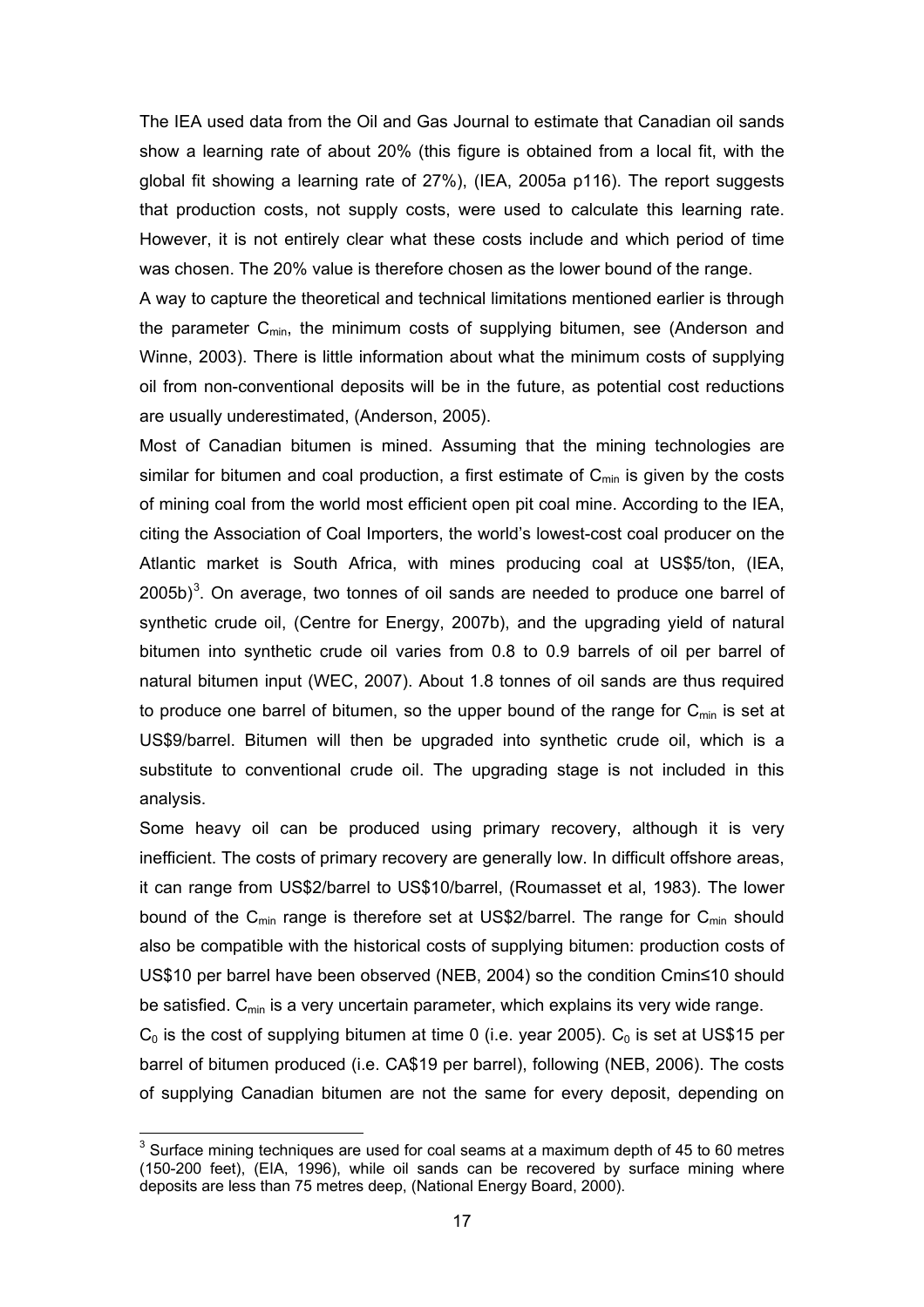The IEA used data from the Oil and Gas Journal to estimate that Canadian oil sands show a learning rate of about 20% (this figure is obtained from a local fit, with the global fit showing a learning rate of 27%), (IEA, 2005a p116). The report suggests that production costs, not supply costs, were used to calculate this learning rate. However, it is not entirely clear what these costs include and which period of time was chosen. The 20% value is therefore chosen as the lower bound of the range.

A way to capture the theoretical and technical limitations mentioned earlier is through the parameter $C_{min}$, the minimum costs of supplying bitumen, see (Anderson and Winne, 2003). There is little information about what the minimum costs of supplying oil from non-conventional deposits will be in the future, as potential cost reductions are usually underestimated, (Anderson, 2005).

Most of Canadian bitumen is mined. Assuming that the mining technologies are similar for bitumen and coal production, a first estimate of $C_{min}$ is given by the costs of mining coal from the world most efficient open pit coal mine. According to the IEA, citing the Association of Coal Importers, the world's lowest-cost coal producer on the Atlantic market is South Africa, with mines producing coal at US$5/ton, (IEA, 2005b)[3]. On average, two tonnes of oil sands are needed to produce one barrel of synthetic crude oil, (Centre for Energy, 2007b), and the upgrading yield of natural bitumen into synthetic crude oil varies from 0.8 to 0.9 barrels of oil per barrel of natural bitumen input (WEC, 2007). About 1.8 tonnes of oil sands are thus required to produce one barrel of bitumen, so the upper bound of the range for $C_{min}$ is set at US$9/barrel. Bitumen will then be upgraded into synthetic crude oil, which is a substitute to conventional crude oil. The upgrading stage is not included in this analysis.

Some heavy oil can be produced using primary recovery, although it is very inefficient. The costs of primary recovery are generally low. In difficult offshore areas, it can range from US$2/barrel to US$10/barrel, (Roumasset et al, 1983). The lower bound of the $C_{min}$ range is therefore set at US$2/barrel. The range for $C_{min}$ should also be compatible with the historical costs of supplying bitumen: production costs of US$10 per barrel have been observed (NEB, 2004) so the condition $C_{min} \leq 10$ should be satisfied. $C_{min}$ is a very uncertain parameter, which explains its very wide range.

$C_0$ is the cost of supplying bitumen at time 0 (i.e. year 2005). $C_0$ is set at US$15 per barrel of bitumen produced (i.e. CA$19 per barrel), following (NEB, 2006). The costs of supplying Canadian bitumen are not the same for every deposit, depending on

---

[3] Surface mining techniques are used for coal seams at a maximum depth of 45 to 60 metres (150-200 feet), (EIA, 1996), while oil sands can be recovered by surface mining where deposits are less than 75 metres deep, (National Energy Board, 2000).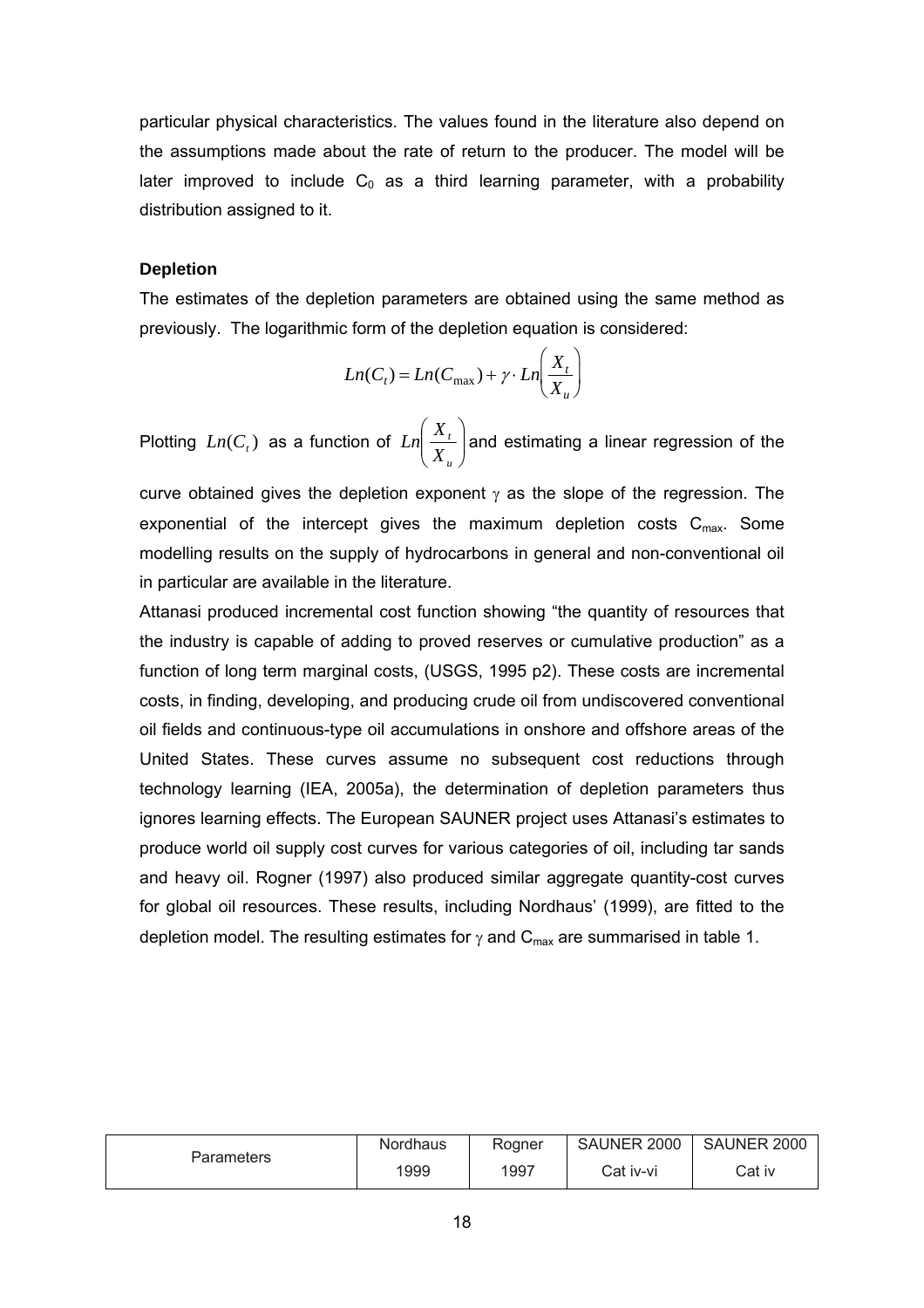particular physical characteristics. The values found in the literature also depend on the assumptions made about the rate of return to the producer. The model will be later improved to include $C_0$ as a third learning parameter, with a probability distribution assigned to it.

**Depletion**

The estimates of the depletion parameters are obtained using the same method as previously. The logarithmic form of the depletion equation is considered:

$$Ln(C_t) = Ln(C_{\max}) + \gamma \cdot Ln\left(\frac{X_t}{X_u}\right)$$

Plotting $Ln(C_t)$ as a function of $Ln\left(\frac{X_t}{X_u}\right)$ and estimating a linear regression of the curve obtained gives the depletion exponent $\gamma$ as the slope of the regression. The exponential of the intercept gives the maximum depletion costs $C_{max}$. Some modelling results on the supply of hydrocarbons in general and non-conventional oil in particular are available in the literature.

Attanasi produced incremental cost function showing "the quantity of resources that the industry is capable of adding to proved reserves or cumulative production" as a function of long term marginal costs, (USGS, 1995 p2). These costs are incremental costs, in finding, developing, and producing crude oil from undiscovered conventional oil fields and continuous-type oil accumulations in onshore and offshore areas of the United States. These curves assume no subsequent cost reductions through technology learning (IEA, 2005a), the determination of depletion parameters thus ignores learning effects. The European SAUNER project uses Attanasi's estimates to produce world oil supply cost curves for various categories of oil, including tar sands and heavy oil. Rogner (1997) also produced similar aggregate quantity-cost curves for global oil resources. These results, including Nordhaus' (1999), are fitted to the depletion model. The resulting estimates for $\gamma$ and $C_{max}$ are summarised in table 1.

| Parameters | Nordhaus 1999 | Rogner 1997 | SAUNER 2000 Cat iv-vi | SAUNER 2000 Cat iv |
|---|---|---|---|---|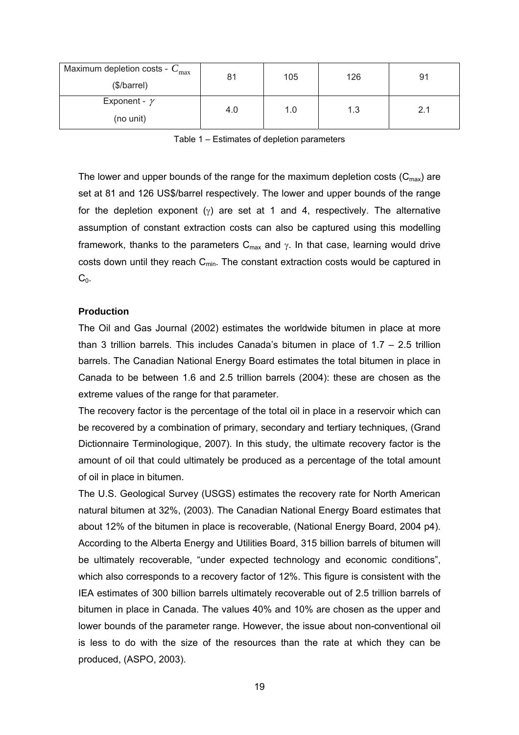| Maximum depletion costs - $C_{max}$ ($/barrel) | 81 | 105 | 126 | 91 |
| --- | --- | --- | --- | --- |
| Exponent - $\gamma$ (no unit) | 4.0 | 1.0 | 1.3 | 2.1 |

Table 1 – Estimates of depletion parameters

The lower and upper bounds of the range for the maximum depletion costs ($C_{max}$) are set at 81 and 126 US$/barrel respectively. The lower and upper bounds of the range for the depletion exponent ($\gamma$) are set at 1 and 4, respectively. The alternative assumption of constant extraction costs can also be captured using this modelling framework, thanks to the parameters $C_{max}$ and $\gamma$. In that case, learning would drive costs down until they reach $C_{min}$. The constant extraction costs would be captured in $C_0$.

**Production**

The Oil and Gas Journal (2002) estimates the worldwide bitumen in place at more than 3 trillion barrels. This includes Canada's bitumen in place of 1.7 – 2.5 trillion barrels. The Canadian National Energy Board estimates the total bitumen in place in Canada to be between 1.6 and 2.5 trillion barrels (2004): these are chosen as the extreme values of the range for that parameter.

The recovery factor is the percentage of the total oil in place in a reservoir which can be recovered by a combination of primary, secondary and tertiary techniques, (Grand Dictionnaire Terminologique, 2007). In this study, the ultimate recovery factor is the amount of oil that could ultimately be produced as a percentage of the total amount of oil in place in bitumen.

The U.S. Geological Survey (USGS) estimates the recovery rate for North American natural bitumen at 32%, (2003). The Canadian National Energy Board estimates that about 12% of the bitumen in place is recoverable, (National Energy Board, 2004 p4). According to the Alberta Energy and Utilities Board, 315 billion barrels of bitumen will be ultimately recoverable, "under expected technology and economic conditions", which also corresponds to a recovery factor of 12%. This figure is consistent with the IEA estimates of 300 billion barrels ultimately recoverable out of 2.5 trillion barrels of bitumen in place in Canada. The values 40% and 10% are chosen as the upper and lower bounds of the parameter range. However, the issue about non-conventional oil is less to do with the size of the resources than the rate at which they can be produced, (ASPO, 2003).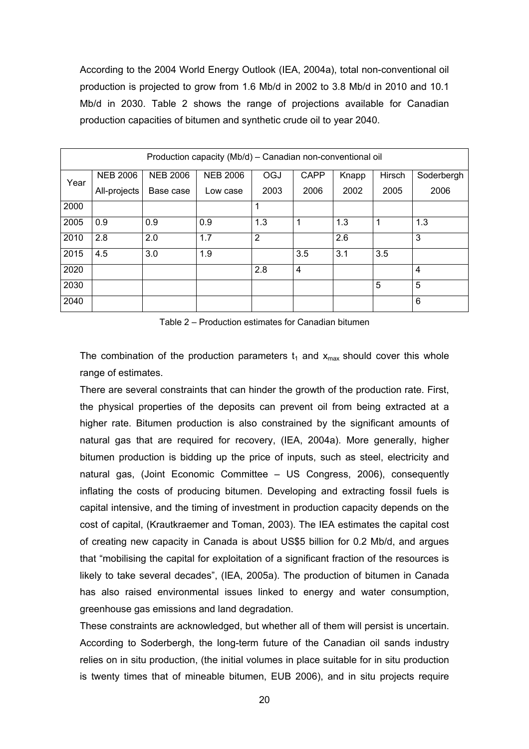According to the 2004 World Energy Outlook (IEA, 2004a), total non-conventional oil production is projected to grow from 1.6 Mb/d in 2002 to 3.8 Mb/d in 2010 and 10.1 Mb/d in 2030. Table 2 shows the range of projections available for Canadian production capacities of bitumen and synthetic crude oil to year 2040.

| Production capacity (Mb/d) – Canadian non-conventional oil | | | | | | | | |
|---|---|---|---|---|---|---|---|---|
| Year | NEB 2006 All-projects | NEB 2006 Base case | NEB 2006 Low case | OGJ 2003 | CAPP 2006 | Knapp 2002 | Hirsch 2005 | Soderbergh 2006 |
| 2000 | | | | 1 | | | | |
| 2005 | 0.9 | 0.9 | 0.9 | 1.3 | 1 | 1.3 | 1 | 1.3 |
| 2010 | 2.8 | 2.0 | 1.7 | 2 | | 2.6 | | 3 |
| 2015 | 4.5 | 3.0 | 1.9 | | 3.5 | 3.1 | 3.5 | |
| 2020 | | | | 2.8 | 4 | | | 4 |
| 2030 | | | | | | | 5 | 5 |
| 2040 | | | | | | | | 6 |

Table 2 – Production estimates for Canadian bitumen

The combination of the production parameters $t_1$ and $x_{max}$ should cover this whole range of estimates.

There are several constraints that can hinder the growth of the production rate. First, the physical properties of the deposits can prevent oil from being extracted at a higher rate. Bitumen production is also constrained by the significant amounts of natural gas that are required for recovery, (IEA, 2004a). More generally, higher bitumen production is bidding up the price of inputs, such as steel, electricity and natural gas, (Joint Economic Committee – US Congress, 2006), consequently inflating the costs of producing bitumen. Developing and extracting fossil fuels is capital intensive, and the timing of investment in production capacity depends on the cost of capital, (Krautkraemer and Toman, 2003). The IEA estimates the capital cost of creating new capacity in Canada is about US$5 billion for 0.2 Mb/d, and argues that "mobilising the capital for exploitation of a significant fraction of the resources is likely to take several decades", (IEA, 2005a). The production of bitumen in Canada has also raised environmental issues linked to energy and water consumption, greenhouse gas emissions and land degradation.

These constraints are acknowledged, but whether all of them will persist is uncertain. According to Soderbergh, the long-term future of the Canadian oil sands industry relies on in situ production, (the initial volumes in place suitable for in situ production is twenty times that of mineable bitumen, EUB 2006), and in situ projects require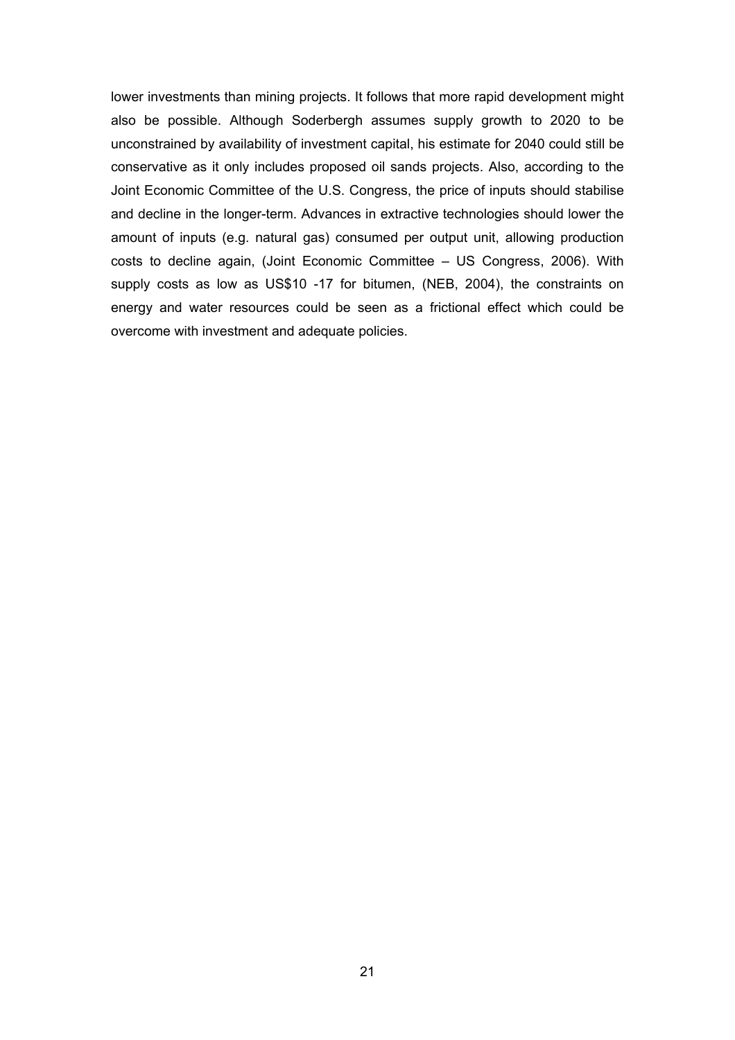lower investments than mining projects. It follows that more rapid development might also be possible. Although Soderbergh assumes supply growth to 2020 to be unconstrained by availability of investment capital, his estimate for 2040 could still be conservative as it only includes proposed oil sands projects. Also, according to the Joint Economic Committee of the U.S. Congress, the price of inputs should stabilise and decline in the longer-term. Advances in extractive technologies should lower the amount of inputs (e.g. natural gas) consumed per output unit, allowing production costs to decline again, (Joint Economic Committee – US Congress, 2006). With supply costs as low as US$10 -17 for bitumen, (NEB, 2004), the constraints on energy and water resources could be seen as a frictional effect which could be overcome with investment and adequate policies.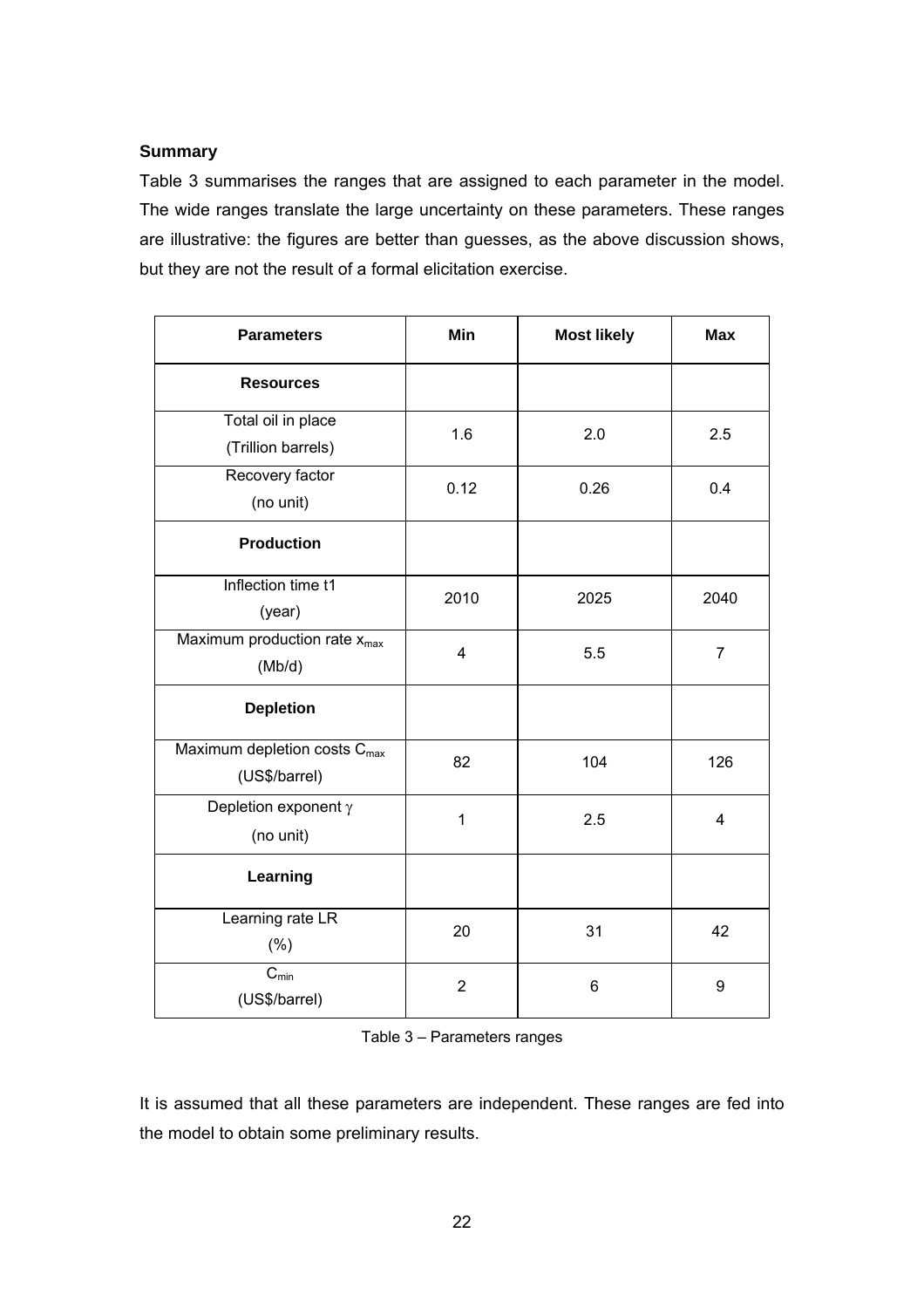**Summary**

Table 3 summarises the ranges that are assigned to each parameter in the model. The wide ranges translate the large uncertainty on these parameters. These ranges are illustrative: the figures are better than guesses, as the above discussion shows, but they are not the result of a formal elicitation exercise.

| Parameters | Min | Most likely | Max |
|---|---|---|---|
| **Resources** | | | |
| Total oil in place (Trillion barrels) | 1.6 | 2.0 | 2.5 |
| Recovery factor (no unit) | 0.12 | 0.26 | 0.4 |
| **Production** | | | |
| Inflection time t1 (year) | 2010 | 2025 | 2040 |
| Maximum production rate $x_{max}$ (Mb/d) | 4 | 5.5 | 7 |
| **Depletion** | | | |
| Maximum depletion costs $C_{max}$ (US$/barrel) | 82 | 104 | 126 |
| Depletion exponent $\gamma$ (no unit) | 1 | 2.5 | 4 |
| **Learning** | | | |
| Learning rate LR (%) | 20 | 31 | 42 |
| $C_{min}$ (US$/barrel) | 2 | 6 | 9 |

Table 3 – Parameters ranges

It is assumed that all these parameters are independent. These ranges are fed into the model to obtain some preliminary results.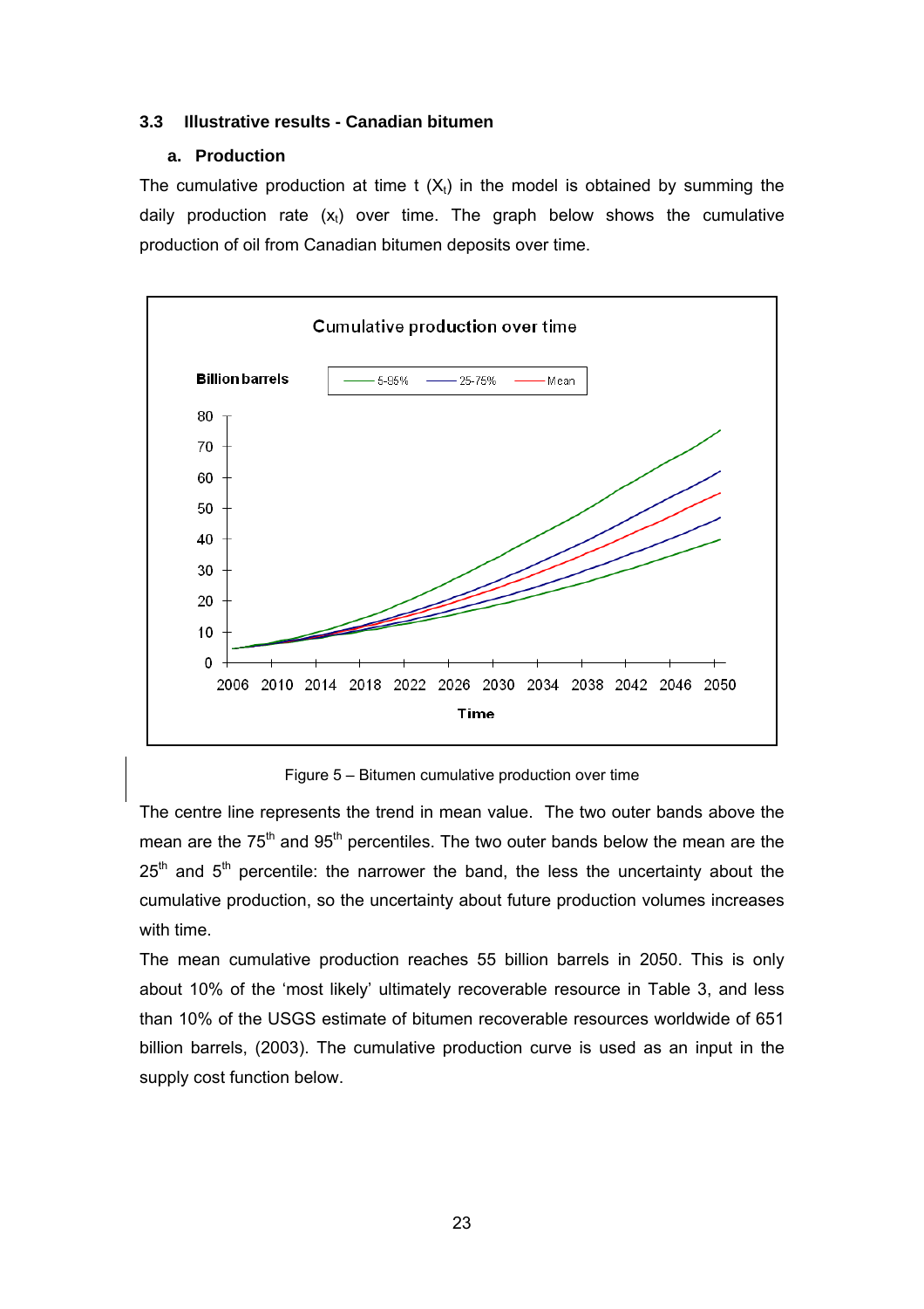### 3.3 Illustrative results - Canadian bitumen

#### a. Production

The cumulative production at time t ($X_t$) in the model is obtained by summing the daily production rate ($x_t$) over time. The graph below shows the cumulative production of oil from Canadian bitumen deposits over time.

Figure 5 – Bitumen cumulative production over time

The centre line represents the trend in mean value. The two outer bands above the mean are the 75$^{th}$ and 95$^{th}$ percentiles. The two outer bands below the mean are the 25$^{th}$ and 5$^{th}$ percentile: the narrower the band, the less the uncertainty about the cumulative production, so the uncertainty about future production volumes increases with time.

The mean cumulative production reaches 55 billion barrels in 2050. This is only about 10% of the 'most likely' ultimately recoverable resource in Table 3, and less than 10% of the USGS estimate of bitumen recoverable resources worldwide of 651 billion barrels, (2003). The cumulative production curve is used as an input in the supply cost function below.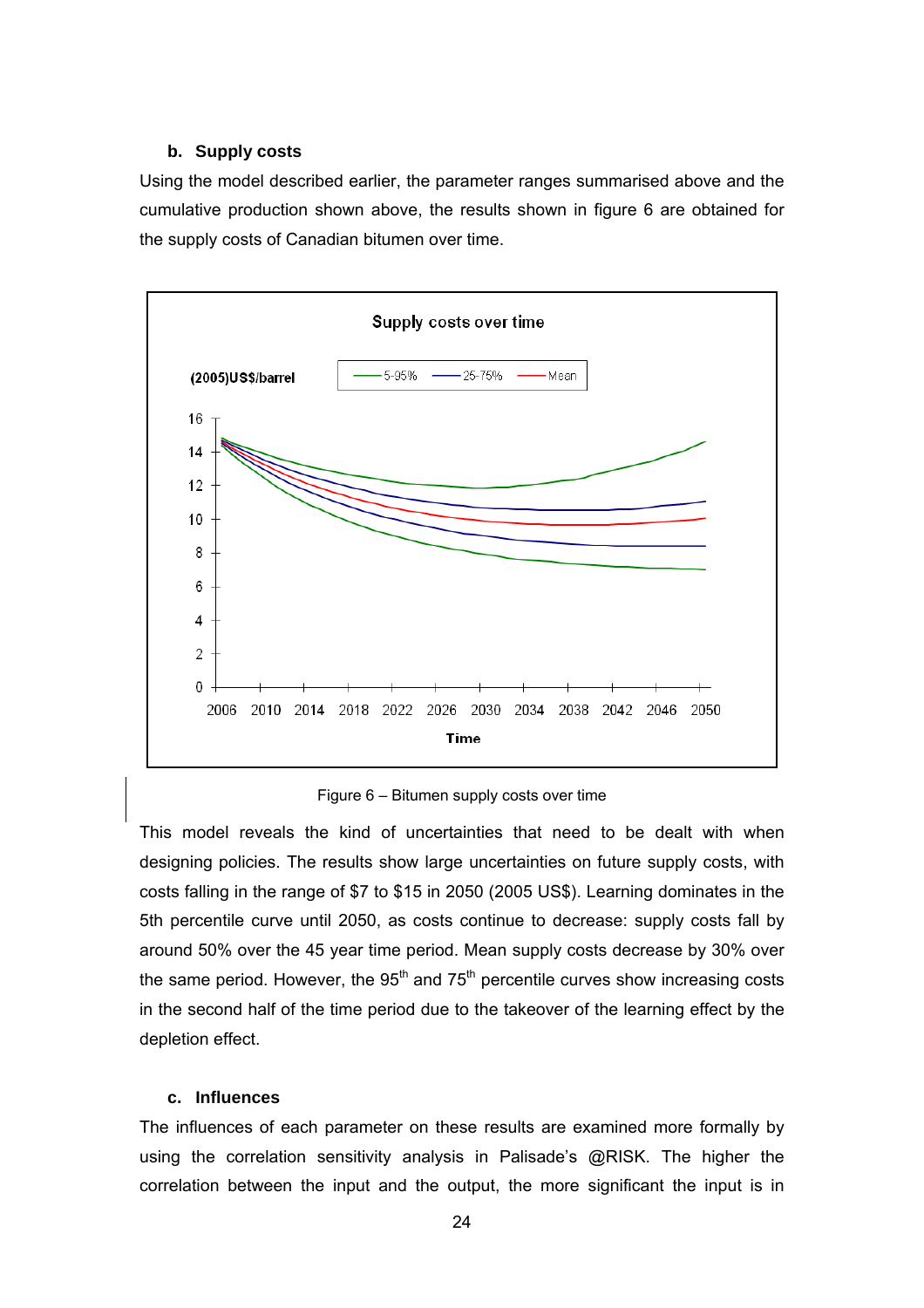### b. Supply costs

Using the model described earlier, the parameter ranges summarised above and the cumulative production shown above, the results shown in figure 6 are obtained for the supply costs of Canadian bitumen over time.

Figure 6 – Bitumen supply costs over time

This model reveals the kind of uncertainties that need to be dealt with when designing policies. The results show large uncertainties on future supply costs, with costs falling in the range of $7 to $15 in 2050 (2005 US$). Learning dominates in the 5th percentile curve until 2050, as costs continue to decrease: supply costs fall by around 50% over the 45 year time period. Mean supply costs decrease by 30% over the same period. However, the 95$^{th}$ and 75$^{th}$ percentile curves show increasing costs in the second half of the time period due to the takeover of the learning effect by the depletion effect.

### c. Influences

The influences of each parameter on these results are examined more formally by using the correlation sensitivity analysis in Palisade's @RISK. The higher the correlation between the input and the output, the more significant the input is in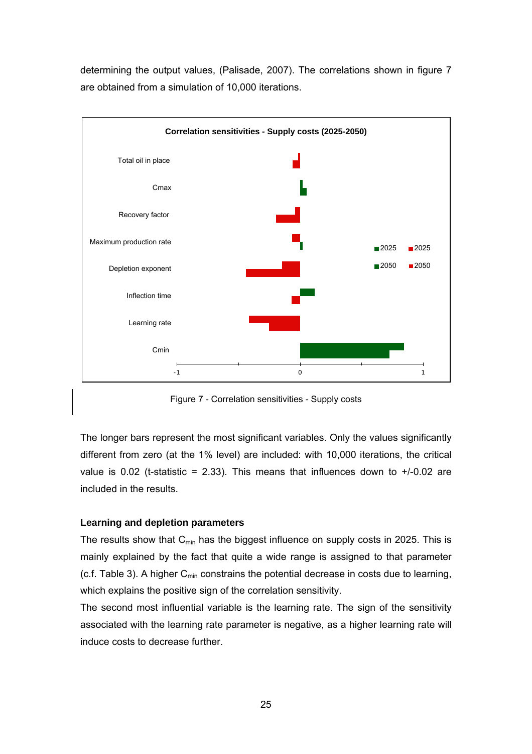determining the output values, (Palisade, 2007). The correlations shown in figure 7 are obtained from a simulation of 10,000 iterations.

Figure 7 - Correlation sensitivities - Supply costs

The longer bars represent the most significant variables. Only the values significantly different from zero (at the 1% level) are included: with 10,000 iterations, the critical value is 0.02 (t-statistic = 2.33). This means that influences down to +/-0.02 are included in the results.

**Learning and depletion parameters**

The results show that $C_{min}$ has the biggest influence on supply costs in 2025. This is mainly explained by the fact that quite a wide range is assigned to that parameter (c.f. Table 3). A higher $C_{min}$ constrains the potential decrease in costs due to learning, which explains the positive sign of the correlation sensitivity.

The second most influential variable is the learning rate. The sign of the sensitivity associated with the learning rate parameter is negative, as a higher learning rate will induce costs to decrease further.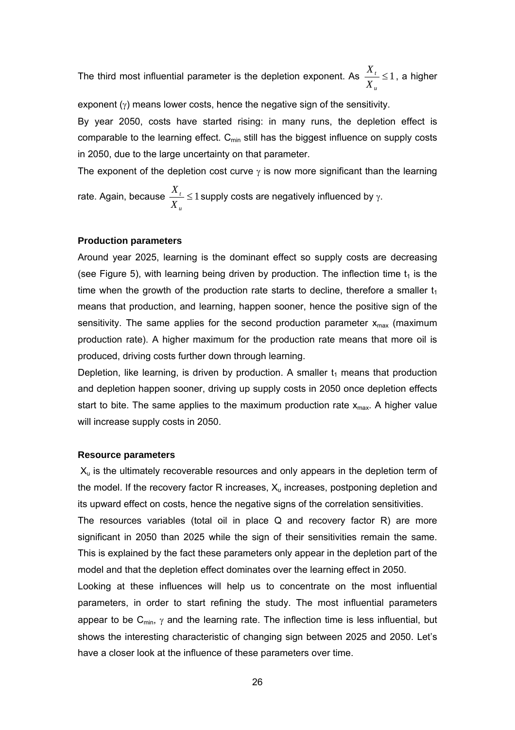The third most influential parameter is the depletion exponent. As $\frac{X_t}{X_u} \leq 1$, a higher exponent ($\gamma$) means lower costs, hence the negative sign of the sensitivity.

By year 2050, costs have started rising: in many runs, the depletion effect is comparable to the learning effect. $C_{min}$ still has the biggest influence on supply costs in 2050, due to the large uncertainty on that parameter.

The exponent of the depletion cost curve $\gamma$ is now more significant than the learning rate. Again, because $\frac{X_t}{X_u} \leq 1$ supply costs are negatively influenced by $\gamma$.

**Production parameters**

Around year 2025, learning is the dominant effect so supply costs are decreasing (see Figure 5), with learning being driven by production. The inflection time $t_1$ is the time when the growth of the production rate starts to decline, therefore a smaller $t_1$ means that production, and learning, happen sooner, hence the positive sign of the sensitivity. The same applies for the second production parameter $x_{max}$ (maximum production rate). A higher maximum for the production rate means that more oil is produced, driving costs further down through learning.

Depletion, like learning, is driven by production. A smaller $t_1$ means that production and depletion happen sooner, driving up supply costs in 2050 once depletion effects start to bite. The same applies to the maximum production rate $x_{max}$. A higher value will increase supply costs in 2050.

**Resource parameters**

$X_u$ is the ultimately recoverable resources and only appears in the depletion term of the model. If the recovery factor R increases, $X_u$ increases, postponing depletion and its upward effect on costs, hence the negative signs of the correlation sensitivities.

The resources variables (total oil in place Q and recovery factor R) are more significant in 2050 than 2025 while the sign of their sensitivities remain the same. This is explained by the fact these parameters only appear in the depletion part of the model and that the depletion effect dominates over the learning effect in 2050.

Looking at these influences will help us to concentrate on the most influential parameters, in order to start refining the study. The most influential parameters appear to be $C_{min}$, $\gamma$ and the learning rate. The inflection time is less influential, but shows the interesting characteristic of changing sign between 2025 and 2050. Let's have a closer look at the influence of these parameters over time.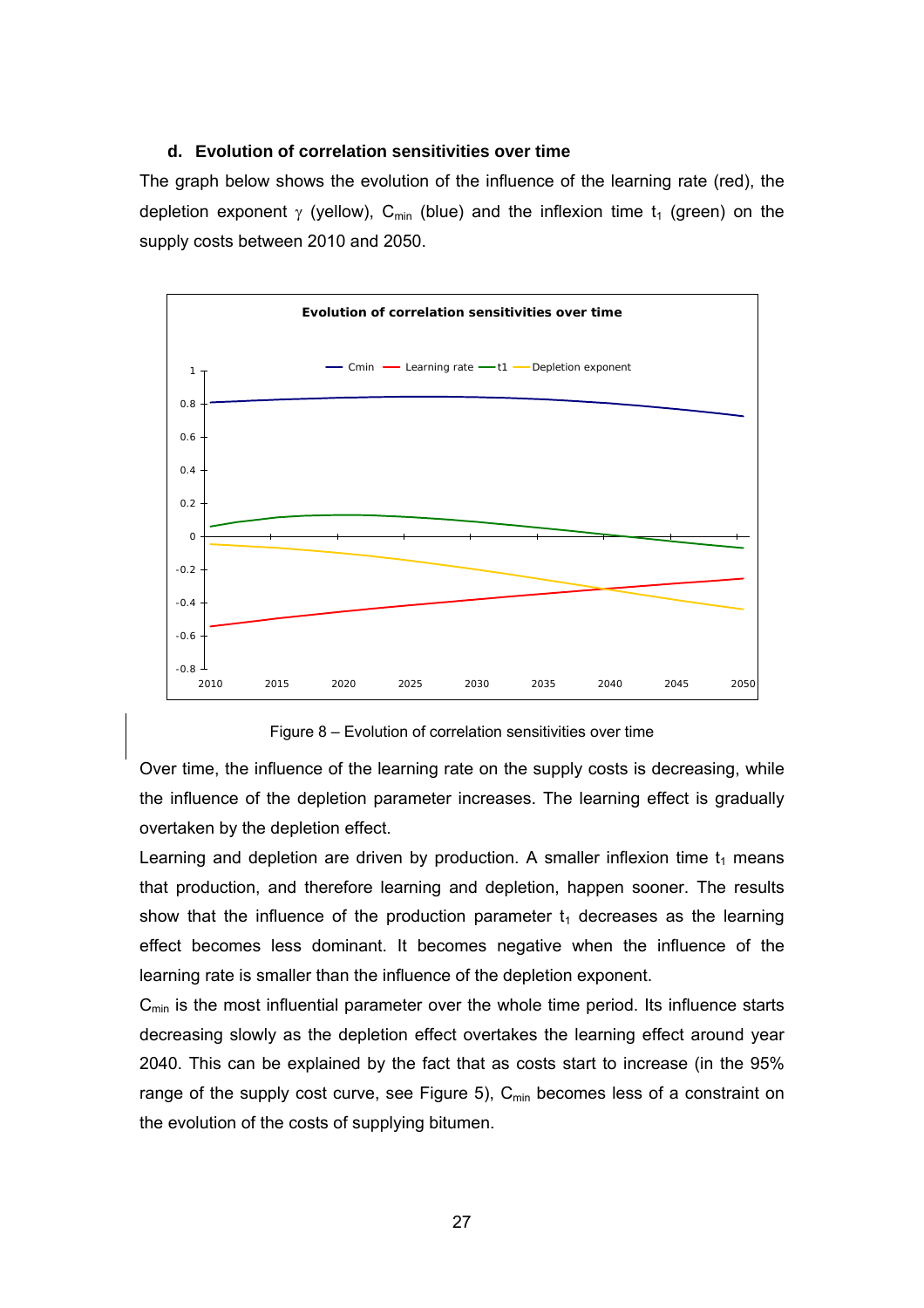#### d. Evolution of correlation sensitivities over time

The graph below shows the evolution of the influence of the learning rate (red), the depletion exponent $\gamma$ (yellow), $C_{min}$ (blue) and the inflexion time $t_1$ (green) on the supply costs between 2010 and 2050.

Figure 8 – Evolution of correlation sensitivities over time

Over time, the influence of the learning rate on the supply costs is decreasing, while the influence of the depletion parameter increases. The learning effect is gradually overtaken by the depletion effect.

Learning and depletion are driven by production. A smaller inflexion time $t_1$ means that production, and therefore learning and depletion, happen sooner. The results show that the influence of the production parameter $t_1$ decreases as the learning effect becomes less dominant. It becomes negative when the influence of the learning rate is smaller than the influence of the depletion exponent.

$C_{min}$ is the most influential parameter over the whole time period. Its influence starts decreasing slowly as the depletion effect overtakes the learning effect around year 2040. This can be explained by the fact that as costs start to increase (in the 95% range of the supply cost curve, see Figure 5), $C_{min}$ becomes less of a constraint on the evolution of the costs of supplying bitumen.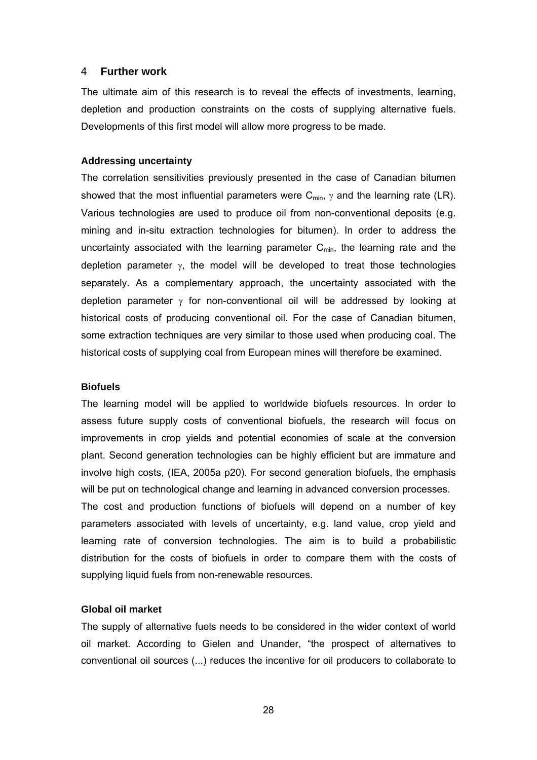# 4 Further work

The ultimate aim of this research is to reveal the effects of investments, learning, depletion and production constraints on the costs of supplying alternative fuels. Developments of this first model will allow more progress to be made.

### Addressing uncertainty

The correlation sensitivities previously presented in the case of Canadian bitumen showed that the most influential parameters were $C_{min}$, $\gamma$ and the learning rate (LR). Various technologies are used to produce oil from non-conventional deposits (e.g. mining and in-situ extraction technologies for bitumen). In order to address the uncertainty associated with the learning parameter $C_{min}$, the learning rate and the depletion parameter $\gamma$, the model will be developed to treat those technologies separately. As a complementary approach, the uncertainty associated with the depletion parameter $\gamma$ for non-conventional oil will be addressed by looking at historical costs of producing conventional oil. For the case of Canadian bitumen, some extraction techniques are very similar to those used when producing coal. The historical costs of supplying coal from European mines will therefore be examined.

### Biofuels

The learning model will be applied to worldwide biofuels resources. In order to assess future supply costs of conventional biofuels, the research will focus on improvements in crop yields and potential economies of scale at the conversion plant. Second generation technologies can be highly efficient but are immature and involve high costs, (IEA, 2005a p20). For second generation biofuels, the emphasis will be put on technological change and learning in advanced conversion processes.

The cost and production functions of biofuels will depend on a number of key parameters associated with levels of uncertainty, e.g. land value, crop yield and learning rate of conversion technologies. The aim is to build a probabilistic distribution for the costs of biofuels in order to compare them with the costs of supplying liquid fuels from non-renewable resources.

### Global oil market

The supply of alternative fuels needs to be considered in the wider context of world oil market. According to Gielen and Unander, "the prospect of alternatives to conventional oil sources (...) reduces the incentive for oil producers to collaborate to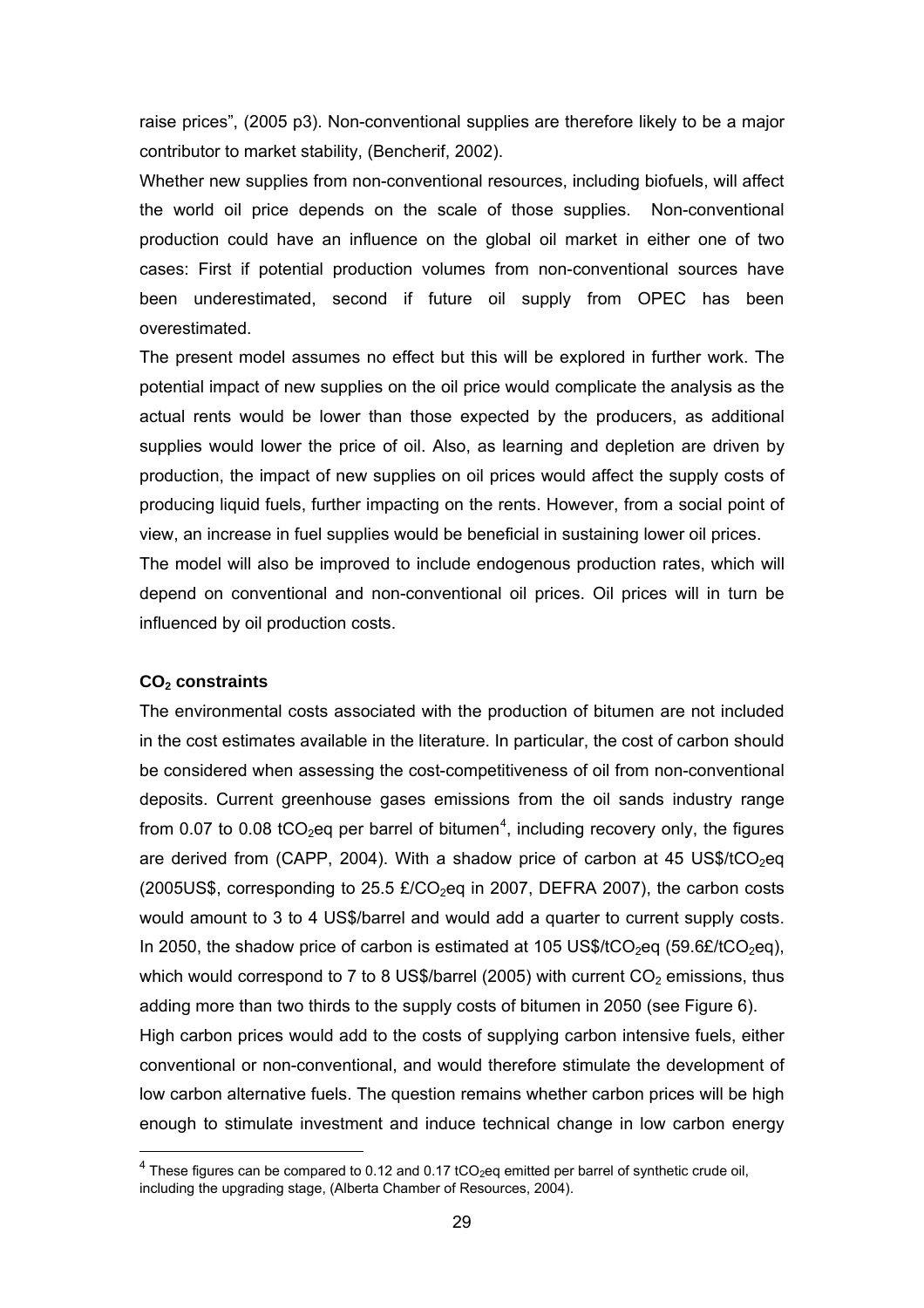raise prices", (2005 p3). Non-conventional supplies are therefore likely to be a major contributor to market stability, (Bencherif, 2002).

Whether new supplies from non-conventional resources, including biofuels, will affect the world oil price depends on the scale of those supplies. Non-conventional production could have an influence on the global oil market in either one of two cases: First if potential production volumes from non-conventional sources have been underestimated, second if future oil supply from OPEC has been overestimated.

The present model assumes no effect but this will be explored in further work. The potential impact of new supplies on the oil price would complicate the analysis as the actual rents would be lower than those expected by the producers, as additional supplies would lower the price of oil. Also, as learning and depletion are driven by production, the impact of new supplies on oil prices would affect the supply costs of producing liquid fuels, further impacting on the rents. However, from a social point of view, an increase in fuel supplies would be beneficial in sustaining lower oil prices.

The model will also be improved to include endogenous production rates, which will depend on conventional and non-conventional oil prices. Oil prices will in turn be influenced by oil production costs.

**$CO_2$ constraints**

The environmental costs associated with the production of bitumen are not included in the cost estimates available in the literature. In particular, the cost of carbon should be considered when assessing the cost-competitiveness of oil from non-conventional deposits. Current greenhouse gases emissions from the oil sands industry range from 0.07 to 0.08 $tCO_2eq$ per barrel of bitumen[4], including recovery only, the figures are derived from (CAPP, 2004). With a shadow price of carbon at 45 US$/$tCO_2eq$ (2005US$, corresponding to 25.5 £/$CO_2eq$ in 2007, DEFRA 2007), the carbon costs would amount to 3 to 4 US$/barrel and would add a quarter to current supply costs. In 2050, the shadow price of carbon is estimated at 105 US$/$tCO_2eq$ (59.6£/$tCO_2eq$), which would correspond to 7 to 8 US$/barrel (2005) with current $CO_2$ emissions, thus adding more than two thirds to the supply costs of bitumen in 2050 (see Figure 6).

High carbon prices would add to the costs of supplying carbon intensive fuels, either conventional or non-conventional, and would therefore stimulate the development of low carbon alternative fuels. The question remains whether carbon prices will be high enough to stimulate investment and induce technical change in low carbon energy

[4] These figures can be compared to 0.12 and 0.17 $tCO_2eq$ emitted per barrel of synthetic crude oil, including the upgrading stage, (Alberta Chamber of Resources, 2004).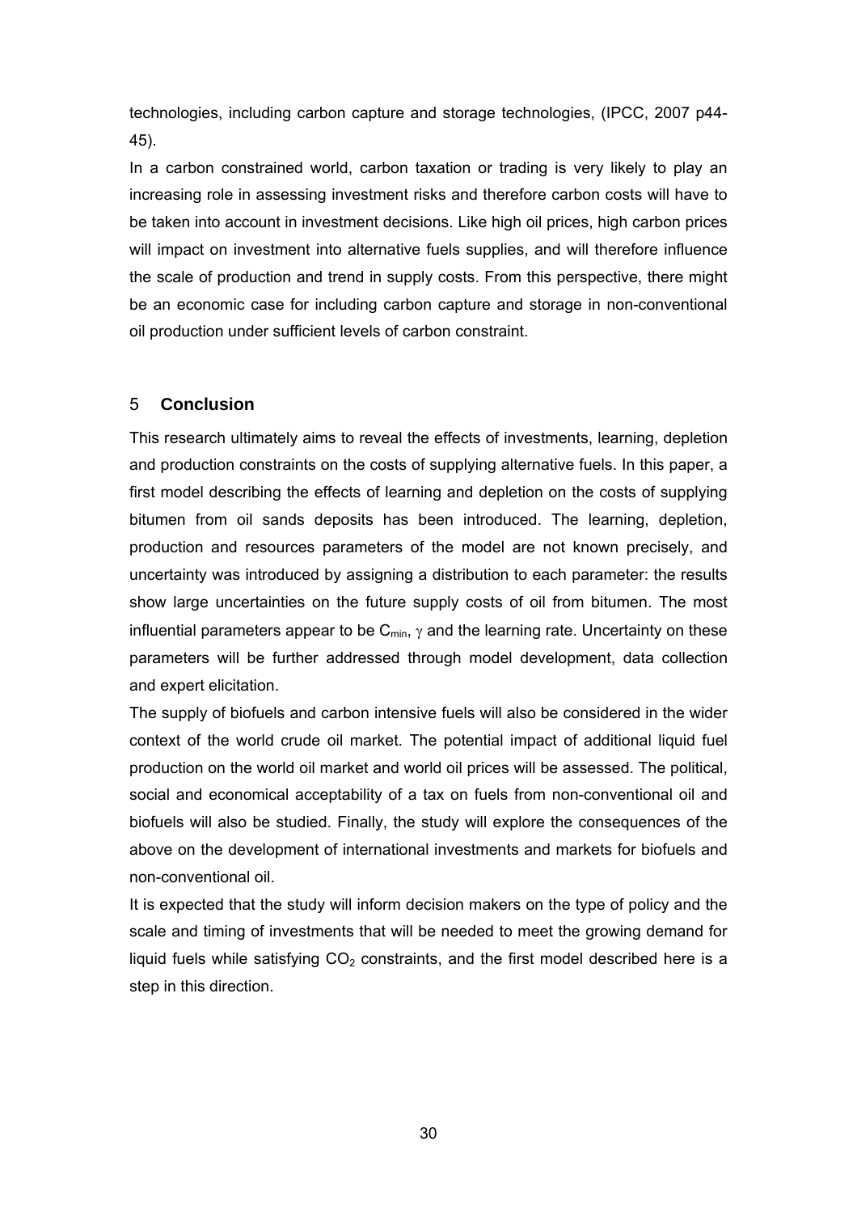technologies, including carbon capture and storage technologies, (IPCC, 2007 p44-45).

In a carbon constrained world, carbon taxation or trading is very likely to play an increasing role in assessing investment risks and therefore carbon costs will have to be taken into account in investment decisions. Like high oil prices, high carbon prices will impact on investment into alternative fuels supplies, and will therefore influence the scale of production and trend in supply costs. From this perspective, there might be an economic case for including carbon capture and storage in non-conventional oil production under sufficient levels of carbon constraint.

## 5 Conclusion

This research ultimately aims to reveal the effects of investments, learning, depletion and production constraints on the costs of supplying alternative fuels. In this paper, a first model describing the effects of learning and depletion on the costs of supplying bitumen from oil sands deposits has been introduced. The learning, depletion, production and resources parameters of the model are not known precisely, and uncertainty was introduced by assigning a distribution to each parameter: the results show large uncertainties on the future supply costs of oil from bitumen. The most influential parameters appear to be $C_{min}$, $\gamma$ and the learning rate. Uncertainty on these parameters will be further addressed through model development, data collection and expert elicitation.

The supply of biofuels and carbon intensive fuels will also be considered in the wider context of the world crude oil market. The potential impact of additional liquid fuel production on the world oil market and world oil prices will be assessed. The political, social and economical acceptability of a tax on fuels from non-conventional oil and biofuels will also be studied. Finally, the study will explore the consequences of the above on the development of international investments and markets for biofuels and non-conventional oil.

It is expected that the study will inform decision makers on the type of policy and the scale and timing of investments that will be needed to meet the growing demand for liquid fuels while satisfying $CO_2$ constraints, and the first model described here is a step in this direction.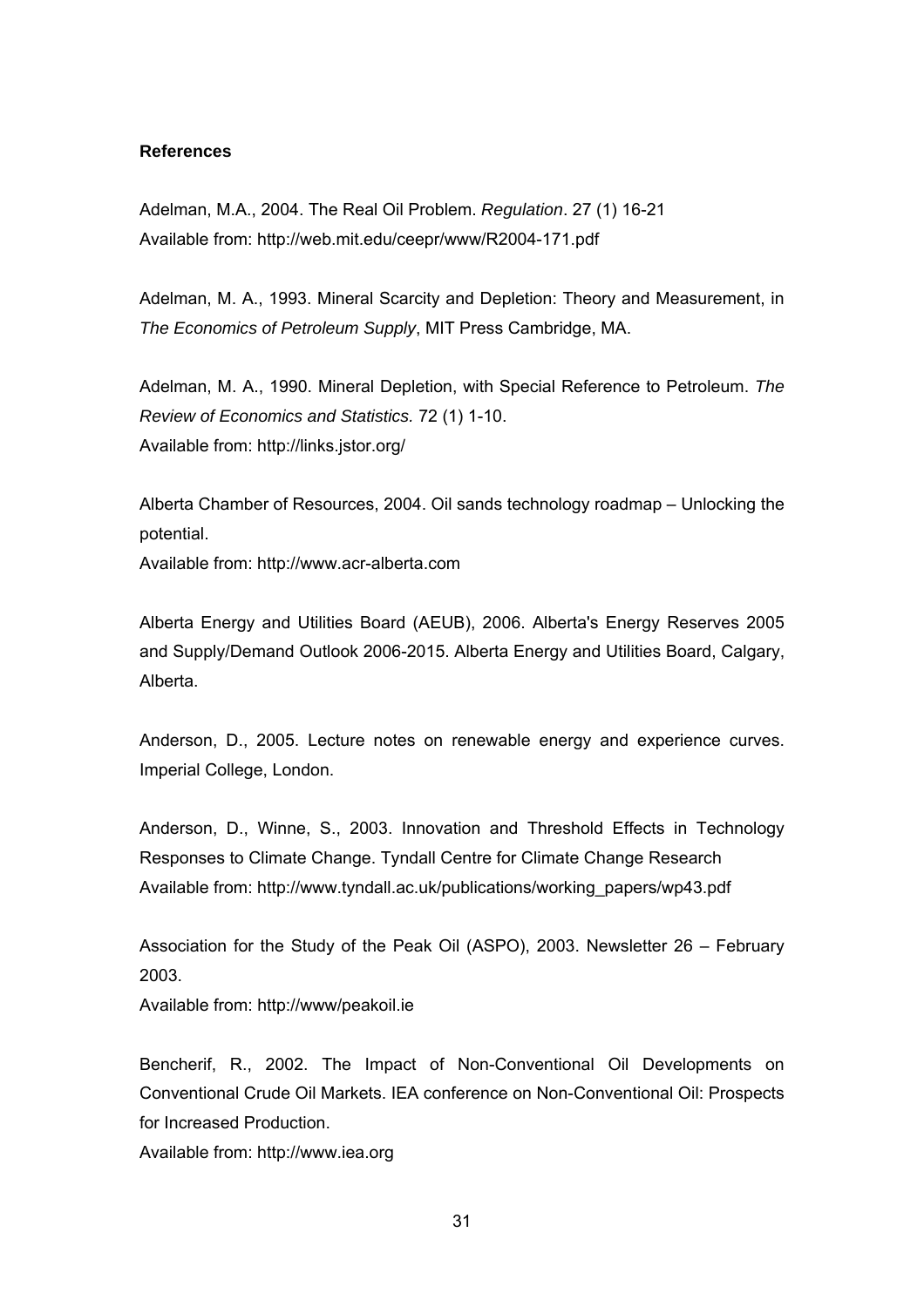**References**

Adelman, M.A., 2004. The Real Oil Problem. *Regulation*. 27 (1) 16-21
Available from: http://web.mit.edu/ceepr/www/R2004-171.pdf

Adelman, M. A., 1993. Mineral Scarcity and Depletion: Theory and Measurement, in *The Economics of Petroleum Supply*, MIT Press Cambridge, MA.

Adelman, M. A., 1990. Mineral Depletion, with Special Reference to Petroleum. *The Review of Economics and Statistics.* 72 (1) 1-10.
Available from: http://links.jstor.org/

Alberta Chamber of Resources, 2004. Oil sands technology roadmap – Unlocking the potential.
Available from: http://www.acr-alberta.com

Alberta Energy and Utilities Board (AEUB), 2006. Alberta's Energy Reserves 2005 and Supply/Demand Outlook 2006-2015. Alberta Energy and Utilities Board, Calgary, Alberta.

Anderson, D., 2005. Lecture notes on renewable energy and experience curves. Imperial College, London.

Anderson, D., Winne, S., 2003. Innovation and Threshold Effects in Technology Responses to Climate Change. Tyndall Centre for Climate Change Research
Available from: http://www.tyndall.ac.uk/publications/working_papers/wp43.pdf

Association for the Study of the Peak Oil (ASPO), 2003. Newsletter 26 – February 2003.
Available from: http://www/peakoil.ie

Bencherif, R., 2002. The Impact of Non-Conventional Oil Developments on Conventional Crude Oil Markets. IEA conference on Non-Conventional Oil: Prospects for Increased Production.
Available from: http://www.iea.org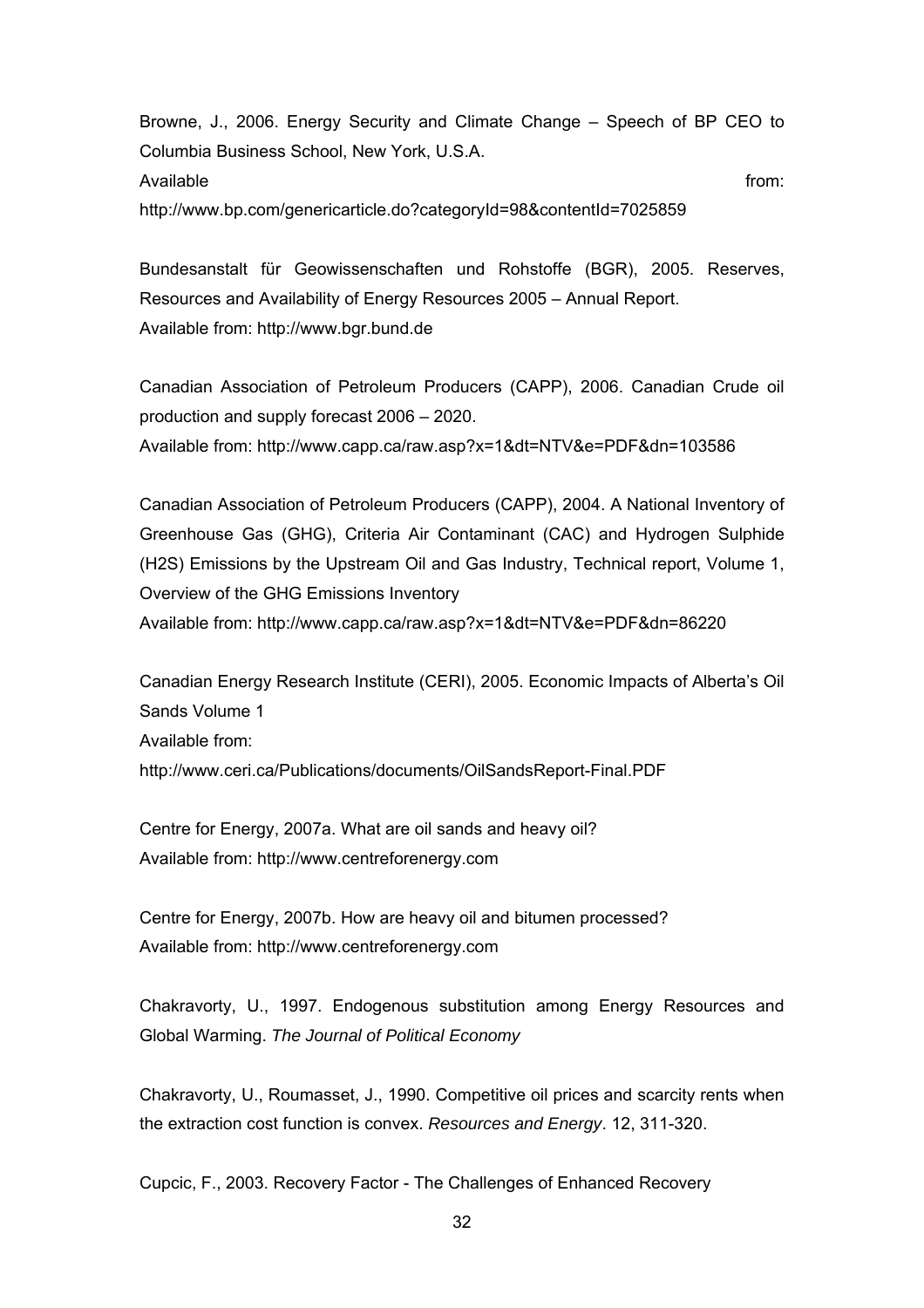Browne, J., 2006. Energy Security and Climate Change – Speech of BP CEO to Columbia Business School, New York, U.S.A.
Available from:
http://www.bp.com/genericarticle.do?categoryId=98&contentId=7025859

Bundesanstalt für Geowissenschaften und Rohstoffe (BGR), 2005. Reserves, Resources and Availability of Energy Resources 2005 – Annual Report.
Available from: http://www.bgr.bund.de

Canadian Association of Petroleum Producers (CAPP), 2006. Canadian Crude oil production and supply forecast 2006 – 2020.
Available from: http://www.capp.ca/raw.asp?x=1&dt=NTV&e=PDF&dn=103586

Canadian Association of Petroleum Producers (CAPP), 2004. A National Inventory of Greenhouse Gas (GHG), Criteria Air Contaminant (CAC) and Hydrogen Sulphide (H2S) Emissions by the Upstream Oil and Gas Industry, Technical report, Volume 1, Overview of the GHG Emissions Inventory
Available from: http://www.capp.ca/raw.asp?x=1&dt=NTV&e=PDF&dn=86220

Canadian Energy Research Institute (CERI), 2005. Economic Impacts of Alberta's Oil Sands Volume 1
Available from:
http://www.ceri.ca/Publications/documents/OilSandsReport-Final.PDF

Centre for Energy, 2007a. What are oil sands and heavy oil?
Available from: http://www.centreforenergy.com

Centre for Energy, 2007b. How are heavy oil and bitumen processed?
Available from: http://www.centreforenergy.com

Chakravorty, U., 1997. Endogenous substitution among Energy Resources and Global Warming. *The Journal of Political Economy*

Chakravorty, U., Roumasset, J., 1990. Competitive oil prices and scarcity rents when the extraction cost function is convex. *Resources and Energy*. 12, 311-320.

Cupcic, F., 2003. Recovery Factor - The Challenges of Enhanced Recovery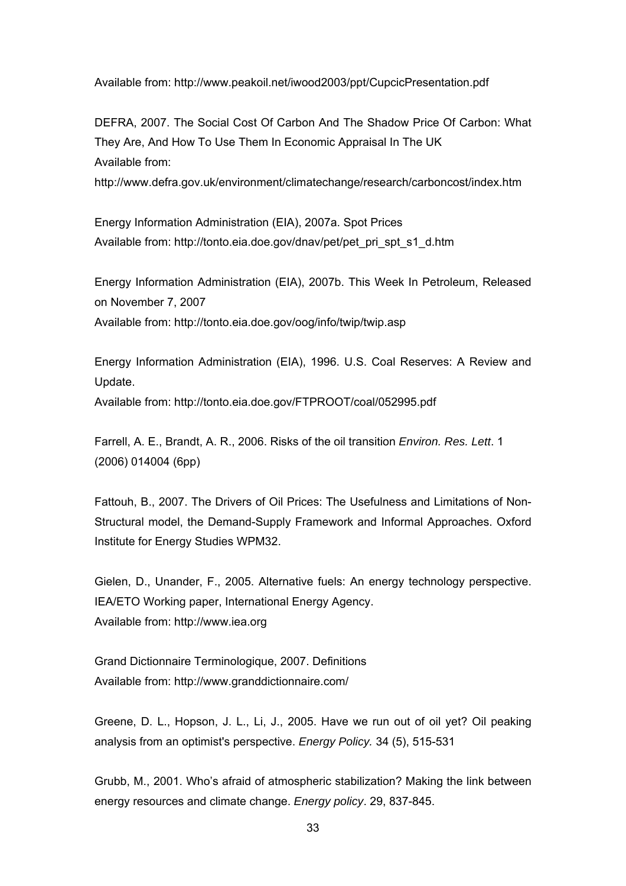Available from: http://www.peakoil.net/iwood2003/ppt/CupcicPresentation.pdf

DEFRA, 2007. The Social Cost Of Carbon And The Shadow Price Of Carbon: What They Are, And How To Use Them In Economic Appraisal In The UK
Available from:
http://www.defra.gov.uk/environment/climatechange/research/carboncost/index.htm

Energy Information Administration (EIA), 2007a. Spot Prices
Available from: http://tonto.eia.doe.gov/dnav/pet/pet_pri_spt_s1_d.htm

Energy Information Administration (EIA), 2007b. This Week In Petroleum, Released on November 7, 2007
Available from: http://tonto.eia.doe.gov/oog/info/twip/twip.asp

Energy Information Administration (EIA), 1996. U.S. Coal Reserves: A Review and Update.
Available from: http://tonto.eia.doe.gov/FTPROOT/coal/052995.pdf

Farrell, A. E., Brandt, A. R., 2006. Risks of the oil transition *Environ. Res. Lett*. 1 (2006) 014004 (6pp)

Fattouh, B., 2007. The Drivers of Oil Prices: The Usefulness and Limitations of Non-Structural model, the Demand-Supply Framework and Informal Approaches. Oxford Institute for Energy Studies WPM32.

Gielen, D., Unander, F., 2005. Alternative fuels: An energy technology perspective. IEA/ETO Working paper, International Energy Agency.
Available from: http://www.iea.org

Grand Dictionnaire Terminologique, 2007. Definitions
Available from: http://www.granddictionnaire.com/

Greene, D. L., Hopson, J. L., Li, J., 2005. Have we run out of oil yet? Oil peaking analysis from an optimist's perspective. *Energy Policy.* 34 (5), 515-531

Grubb, M., 2001. Who's afraid of atmospheric stabilization? Making the link between energy resources and climate change. *Energy policy*. 29, 837-845.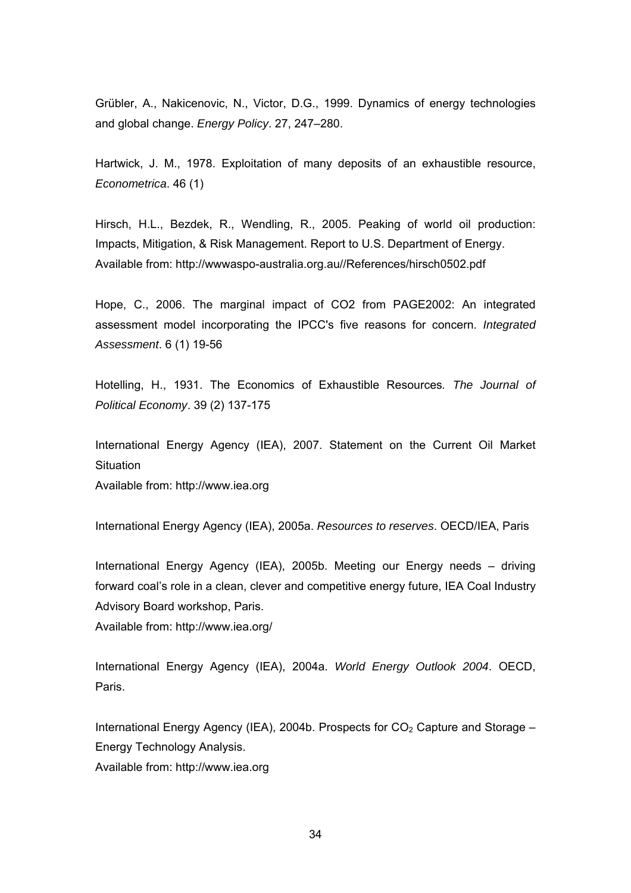Grübler, A., Nakicenovic, N., Victor, D.G., 1999. Dynamics of energy technologies and global change. *Energy Policy*. 27, 247–280.

Hartwick, J. M., 1978. Exploitation of many deposits of an exhaustible resource, *Econometrica*. 46 (1)

Hirsch, H.L., Bezdek, R., Wendling, R., 2005. Peaking of world oil production: Impacts, Mitigation, & Risk Management. Report to U.S. Department of Energy. Available from: http://wwwaspo-australia.org.au//References/hirsch0502.pdf

Hope, C., 2006. The marginal impact of CO2 from PAGE2002: An integrated assessment model incorporating the IPCC's five reasons for concern. *Integrated Assessment*. 6 (1) 19-56

Hotelling, H., 1931. The Economics of Exhaustible Resources. *The Journal of Political Economy*. 39 (2) 137-175

International Energy Agency (IEA), 2007. Statement on the Current Oil Market Situation
Available from: http://www.iea.org

International Energy Agency (IEA), 2005a. *Resources to reserves*. OECD/IEA, Paris

International Energy Agency (IEA), 2005b. Meeting our Energy needs – driving forward coal's role in a clean, clever and competitive energy future, IEA Coal Industry Advisory Board workshop, Paris.
Available from: http://www.iea.org/

International Energy Agency (IEA), 2004a. *World Energy Outlook 2004*. OECD, Paris.

International Energy Agency (IEA), 2004b. Prospects for $CO_2$ Capture and Storage – Energy Technology Analysis.
Available from: http://www.iea.org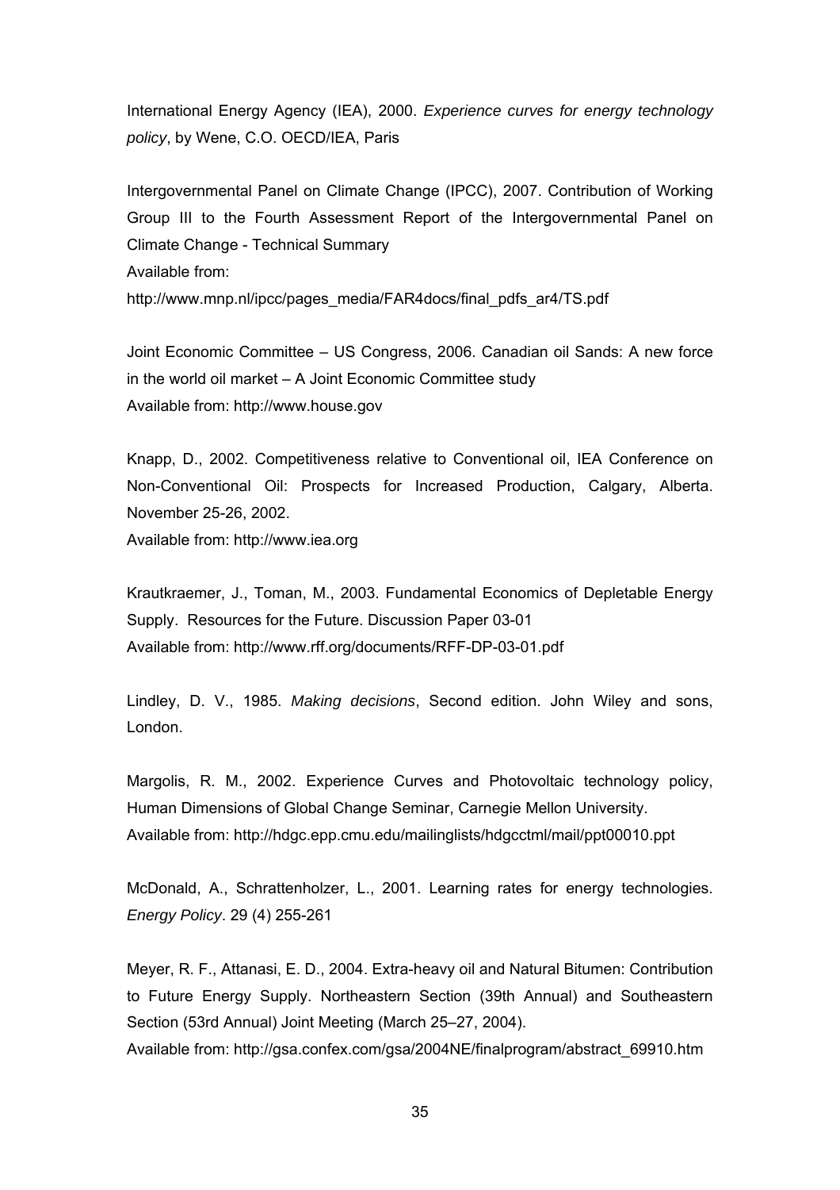International Energy Agency (IEA), 2000. *Experience curves for energy technology policy*, by Wene, C.O. OECD/IEA, Paris

Intergovernmental Panel on Climate Change (IPCC), 2007. Contribution of Working Group III to the Fourth Assessment Report of the Intergovernmental Panel on Climate Change - Technical Summary
Available from:
http://www.mnp.nl/ipcc/pages_media/FAR4docs/final_pdfs_ar4/TS.pdf

Joint Economic Committee – US Congress, 2006. Canadian oil Sands: A new force in the world oil market – A Joint Economic Committee study
Available from: http://www.house.gov

Knapp, D., 2002. Competitiveness relative to Conventional oil, IEA Conference on Non-Conventional Oil: Prospects for Increased Production, Calgary, Alberta. November 25-26, 2002.
Available from: http://www.iea.org

Krautkraemer, J., Toman, M., 2003. Fundamental Economics of Depletable Energy Supply. Resources for the Future. Discussion Paper 03-01
Available from: http://www.rff.org/documents/RFF-DP-03-01.pdf

Lindley, D. V., 1985. *Making decisions*, Second edition. John Wiley and sons, London.

Margolis, R. M., 2002. Experience Curves and Photovoltaic technology policy, Human Dimensions of Global Change Seminar, Carnegie Mellon University.
Available from: http://hdgc.epp.cmu.edu/mailinglists/hdgcctml/mail/ppt00010.ppt

McDonald, A., Schrattenholzer, L., 2001. Learning rates for energy technologies. *Energy Policy*. 29 (4) 255-261

Meyer, R. F., Attanasi, E. D., 2004. Extra-heavy oil and Natural Bitumen: Contribution to Future Energy Supply. Northeastern Section (39th Annual) and Southeastern Section (53rd Annual) Joint Meeting (March 25–27, 2004).
Available from: http://gsa.confex.com/gsa/2004NE/finalprogram/abstract_69910.htm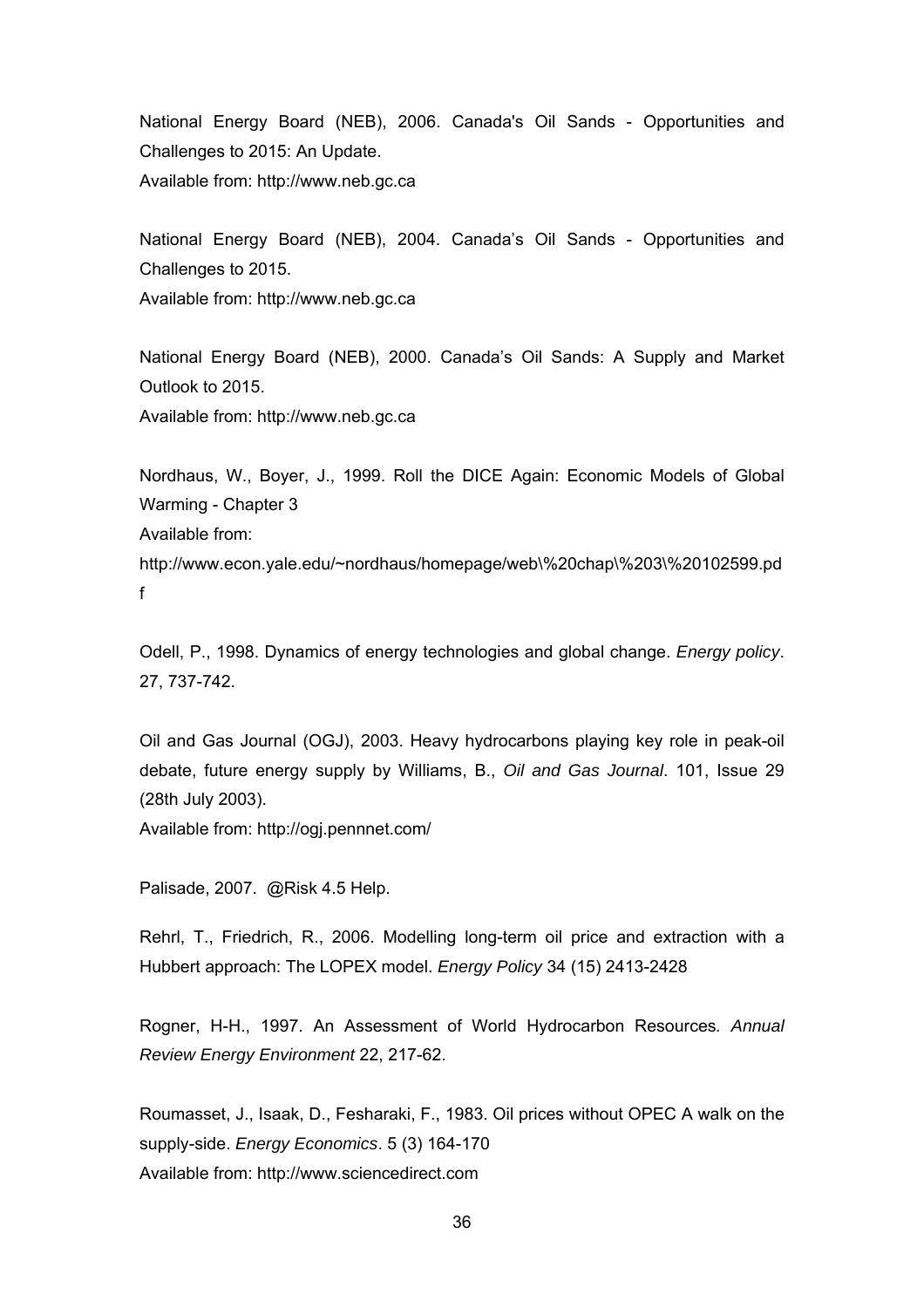National Energy Board (NEB), 2006. Canada's Oil Sands - Opportunities and Challenges to 2015: An Update.
Available from: http://www.neb.gc.ca

National Energy Board (NEB), 2004. Canada's Oil Sands - Opportunities and Challenges to 2015.
Available from: http://www.neb.gc.ca

National Energy Board (NEB), 2000. Canada's Oil Sands: A Supply and Market Outlook to 2015.
Available from: http://www.neb.gc.ca

Nordhaus, W., Boyer, J., 1999. Roll the DICE Again: Economic Models of Global Warming - Chapter 3
Available from:
http://www.econ.yale.edu/~nordhaus/homepage/web\%20chap\%203\%20102599.pdf

Odell, P., 1998. Dynamics of energy technologies and global change. *Energy policy*. 27, 737-742.

Oil and Gas Journal (OGJ), 2003. Heavy hydrocarbons playing key role in peak-oil debate, future energy supply by Williams, B., *Oil and Gas Journal*. 101, Issue 29 (28th July 2003).
Available from: http://ogj.pennnet.com/

Palisade, 2007. @Risk 4.5 Help.

Rehrl, T., Friedrich, R., 2006. Modelling long-term oil price and extraction with a Hubbert approach: The LOPEX model. *Energy Policy* 34 (15) 2413-2428

Rogner, H-H., 1997. An Assessment of World Hydrocarbon Resources. *Annual Review Energy Environment* 22, 217-62.

Roumasset, J., Isaak, D., Fesharaki, F., 1983. Oil prices without OPEC A walk on the supply-side. *Energy Economics*. 5 (3) 164-170
Available from: http://www.sciencedirect.com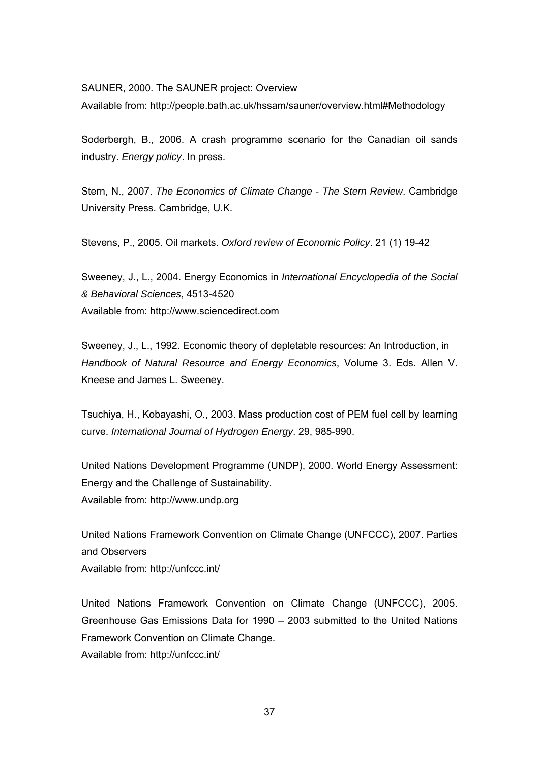SAUNER, 2000. The SAUNER project: Overview
Available from: http://people.bath.ac.uk/hssam/sauner/overview.html#Methodology

Soderbergh, B., 2006. A crash programme scenario for the Canadian oil sands industry. *Energy policy*. In press.

Stern, N., 2007. *The Economics of Climate Change - The Stern Review*. Cambridge University Press. Cambridge, U.K.

Stevens, P., 2005. Oil markets. *Oxford review of Economic Policy*. 21 (1) 19-42

Sweeney, J., L., 2004. Energy Economics in *International Encyclopedia of the Social & Behavioral Sciences*, 4513-4520
Available from: http://www.sciencedirect.com

Sweeney, J., L., 1992. Economic theory of depletable resources: An Introduction, in *Handbook of Natural Resource and Energy Economics*, Volume 3. Eds. Allen V. Kneese and James L. Sweeney.

Tsuchiya, H., Kobayashi, O., 2003. Mass production cost of PEM fuel cell by learning curve. *International Journal of Hydrogen Energy*. 29, 985-990.

United Nations Development Programme (UNDP), 2000. World Energy Assessment: Energy and the Challenge of Sustainability.
Available from: http://www.undp.org

United Nations Framework Convention on Climate Change (UNFCCC), 2007. Parties and Observers
Available from: http://unfccc.int/

United Nations Framework Convention on Climate Change (UNFCCC), 2005. Greenhouse Gas Emissions Data for 1990 – 2003 submitted to the United Nations Framework Convention on Climate Change.
Available from: http://unfccc.int/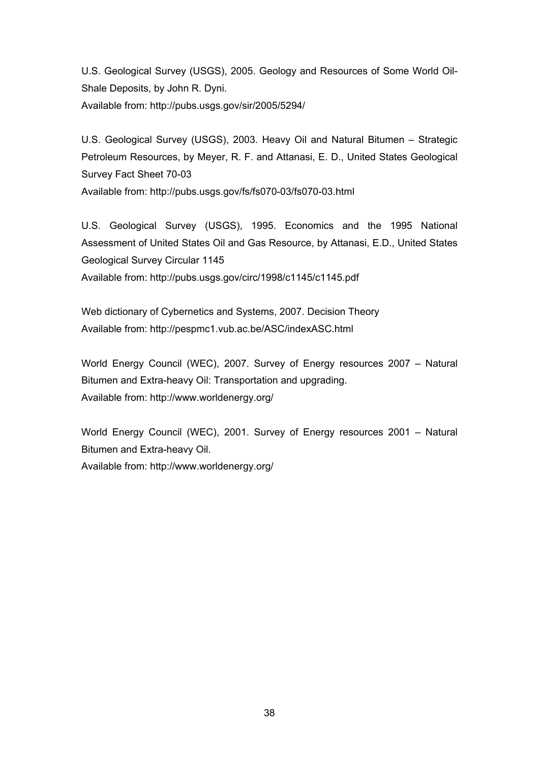U.S. Geological Survey (USGS), 2005. Geology and Resources of Some World Oil-Shale Deposits, by John R. Dyni.
Available from: http://pubs.usgs.gov/sir/2005/5294/

U.S. Geological Survey (USGS), 2003. Heavy Oil and Natural Bitumen – Strategic Petroleum Resources, by Meyer, R. F. and Attanasi, E. D., United States Geological Survey Fact Sheet 70-03
Available from: http://pubs.usgs.gov/fs/fs070-03/fs070-03.html

U.S. Geological Survey (USGS), 1995. Economics and the 1995 National Assessment of United States Oil and Gas Resource, by Attanasi, E.D., United States Geological Survey Circular 1145
Available from: http://pubs.usgs.gov/circ/1998/c1145/c1145.pdf

Web dictionary of Cybernetics and Systems, 2007. Decision Theory
Available from: http://pespmc1.vub.ac.be/ASC/indexASC.html

World Energy Council (WEC), 2007. Survey of Energy resources 2007 – Natural Bitumen and Extra-heavy Oil: Transportation and upgrading.
Available from: http://www.worldenergy.org/

World Energy Council (WEC), 2001. Survey of Energy resources 2001 – Natural Bitumen and Extra-heavy Oil.
Available from: http://www.worldenergy.org/